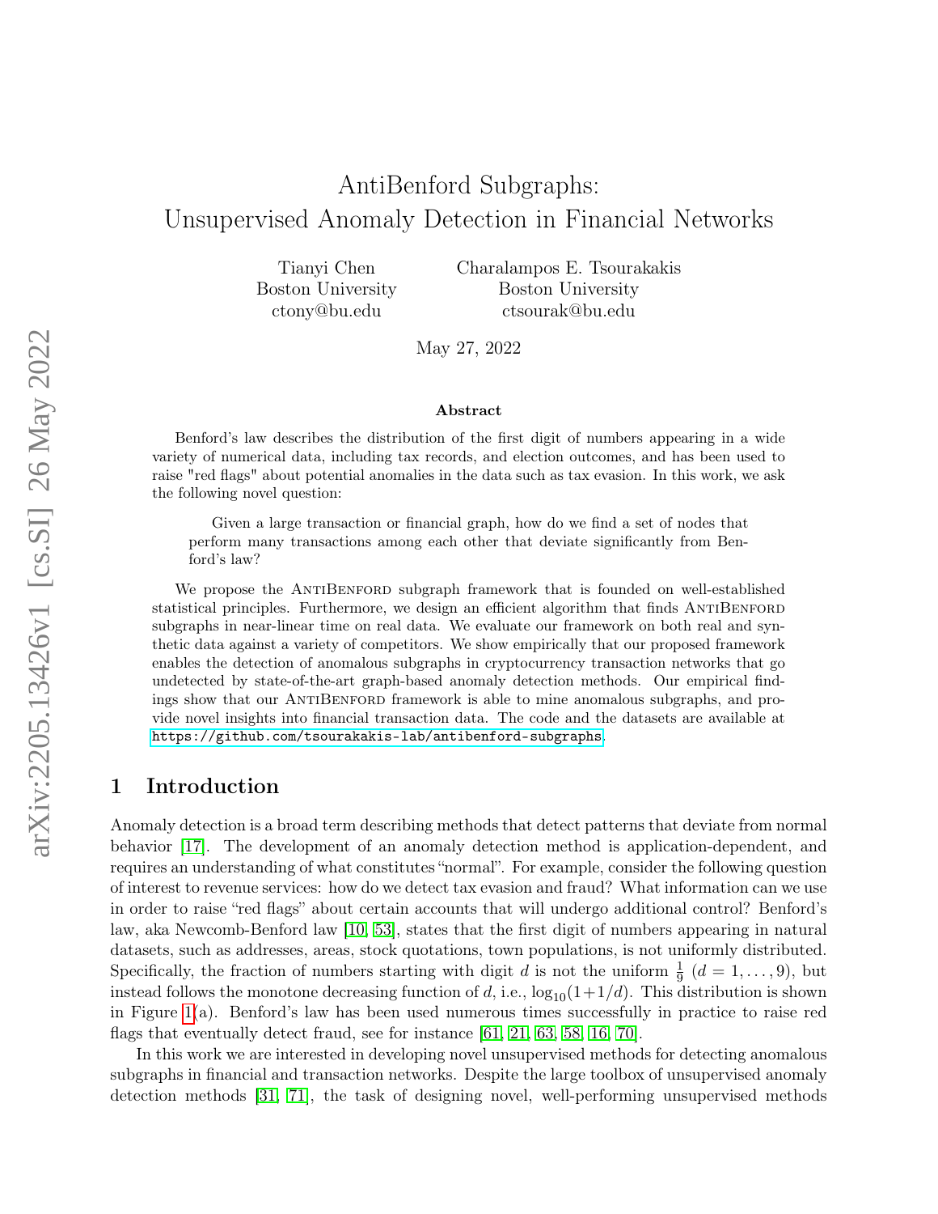# AntiBenford Subgraphs: Unsupervised Anomaly Detection in Financial Networks

Tianyi Chen
Boston University
ctony@bu.edu

Charalampos E. Tsourakakis
Boston University
ctsourak@bu.edu

May 27, 2022

## Abstract

Benford's law describes the distribution of the first digit of numbers appearing in a wide variety of numerical data, including tax records, and election outcomes, and has been used to raise "red flags" about potential anomalies in the data such as tax evasion. In this work, we ask the following novel question:

> Given a large transaction or financial graph, how do we find a set of nodes that perform many transactions among each other that deviate significantly from Benford's law?

We propose the AntiBenford subgraph framework that is founded on well-established statistical principles. Furthermore, we design an efficient algorithm that finds AntiBenford subgraphs in near-linear time on real data. We evaluate our framework on both real and synthetic data against a variety of competitors. We show empirically that our proposed framework enables the detection of anomalous subgraphs in cryptocurrency transaction networks that go undetected by state-of-the-art graph-based anomaly detection methods. Our empirical findings show that our AntiBenford framework is able to mine anomalous subgraphs, and provide novel insights into financial transaction data. The code and the datasets are available at https://github.com/tsourakakis-lab/antibenford-subgraphs.

## 1 Introduction

Anomaly detection is a broad term describing methods that detect patterns that deviate from normal behavior [17]. The development of an anomaly detection method is application-dependent, and requires an understanding of what constitutes "normal". For example, consider the following question of interest to revenue services: how do we detect tax evasion and fraud? What information can we use in order to raise "red flags" about certain accounts that will undergo additional control? Benford's law, aka Newcomb-Benford law [10, 53], states that the first digit of numbers appearing in natural datasets, such as addresses, areas, stock quotations, town populations, is not uniformly distributed. Specifically, the fraction of numbers starting with digit $d$ is not the uniform $\frac{1}{9}$ ($d = 1, \ldots, 9$), but instead follows the monotone decreasing function of $d$, i.e., $\log_{10}(1+1/d)$. This distribution is shown in Figure 1(a). Benford's law has been used numerous times successfully in practice to raise red flags that eventually detect fraud, see for instance [61, 21, 63, 58, 16, 70].

In this work we are interested in developing novel unsupervised methods for detecting anomalous subgraphs in financial and transaction networks. Despite the large toolbox of unsupervised anomaly detection methods [31, 71], the task of designing novel, well-performing unsupervised methods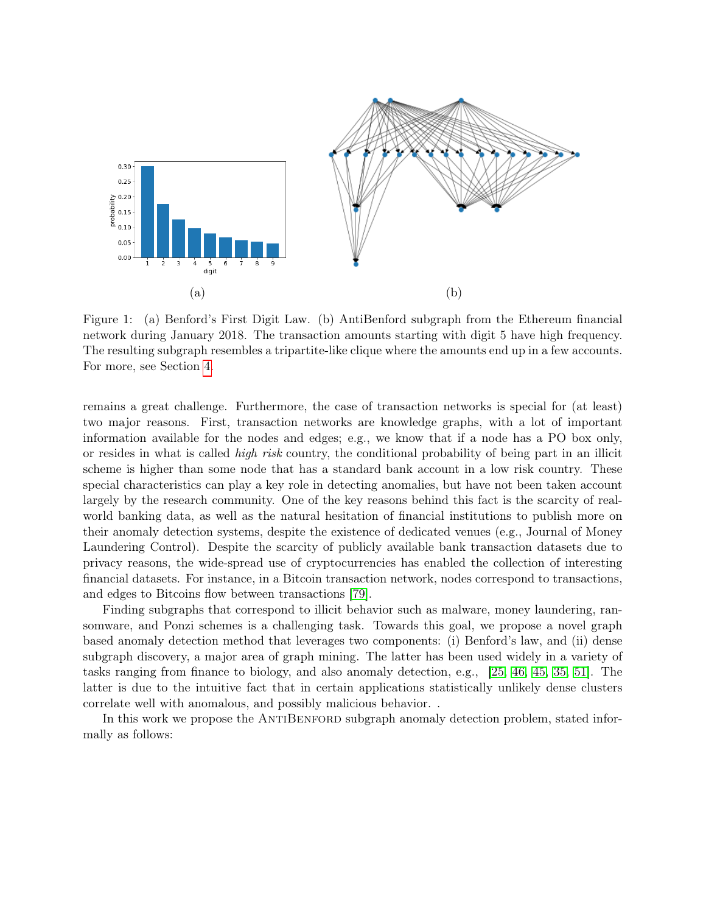(a)

(b)

Figure 1: (a) Benford's First Digit Law. (b) AntiBenford subgraph from the Ethereum financial network during January 2018. The transaction amounts starting with digit 5 have high frequency. The resulting subgraph resembles a tripartite-like clique where the amounts end up in a few accounts. For more, see Section 4.

remains a great challenge. Furthermore, the case of transaction networks is special for (at least) two major reasons. First, transaction networks are knowledge graphs, with a lot of important information available for the nodes and edges; e.g., we know that if a node has a PO box only, or resides in what is called *high risk* country, the conditional probability of being part in an illicit scheme is higher than some node that has a standard bank account in a low risk country. These special characteristics can play a key role in detecting anomalies, but have not been taken account largely by the research community. One of the key reasons behind this fact is the scarcity of real-world banking data, as well as the natural hesitation of financial institutions to publish more on their anomaly detection systems, despite the existence of dedicated venues (e.g., Journal of Money Laundering Control). Despite the scarcity of publicly available bank transaction datasets due to privacy reasons, the wide-spread use of cryptocurrencies has enabled the collection of interesting financial datasets. For instance, in a Bitcoin transaction network, nodes correspond to transactions, and edges to Bitcoins flow between transactions [79].

Finding subgraphs that correspond to illicit behavior such as malware, money laundering, ransomware, and Ponzi schemes is a challenging task. Towards this goal, we propose a novel graph based anomaly detection method that leverages two components: (i) Benford's law, and (ii) dense subgraph discovery, a major area of graph mining. The latter has been used widely in a variety of tasks ranging from finance to biology, and also anomaly detection, e.g., [25, 46, 45, 35, 51]. The latter is due to the intuitive fact that in certain applications statistically unlikely dense clusters correlate well with anomalous, and possibly malicious behavior. .

In this work we propose the AntiBenford subgraph anomaly detection problem, stated informally as follows: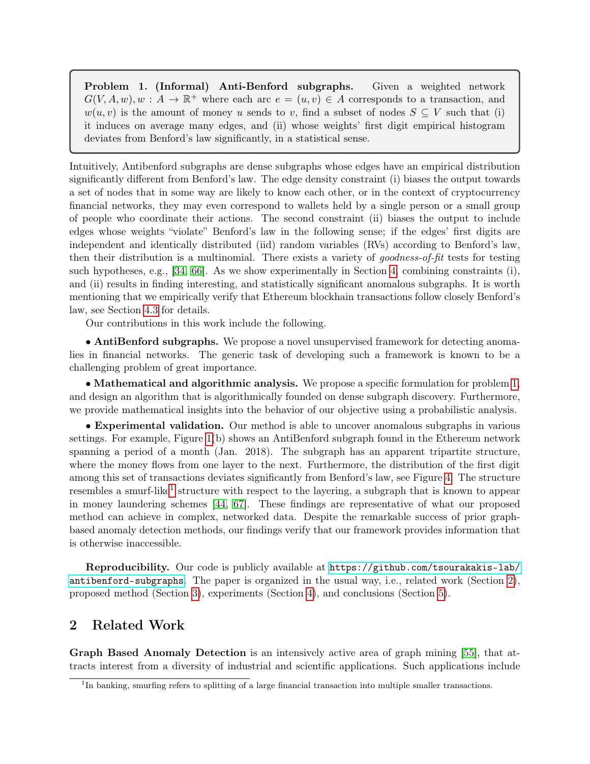> **Problem 1. (Informal) Anti-Benford subgraphs.** Given a weighted network $G(V, A, w), w : A \to \mathbb{R}^+$ where each arc $e = (u, v) \in A$ corresponds to a transaction, and $w(u, v)$ is the amount of money $u$ sends to $v$, find a subset of nodes $S \subseteq V$ such that (i) it induces on average many edges, and (ii) whose weights' first digit empirical histogram deviates from Benford's law significantly, in a statistical sense.

Intuitively, Antibenford subgraphs are dense subgraphs whose edges have an empirical distribution significantly different from Benford's law. The edge density constraint (i) biases the output towards a set of nodes that in some way are likely to know each other, or in the context of cryptocurrency financial networks, they may even correspond to wallets held by a single person or a small group of people who coordinate their actions. The second constraint (ii) biases the output to include edges whose weights "violate" Benford's law in the following sense; if the edges' first digits are independent and identically distributed (iid) random variables (RVs) according to Benford's law, then their distribution is a multinomial. There exists a variety of *goodness-of-fit* tests for testing such hypotheses, e.g., [34, 66]. As we show experimentally in Section 4, combining constraints (i), and (ii) results in finding interesting, and statistically significant anomalous subgraphs. It is worth mentioning that we empirically verify that Ethereum blockhain transactions follow closely Benford's law, see Section 4.3 for details.

Our contributions in this work include the following.

• **AntiBenford subgraphs.** We propose a novel unsupervised framework for detecting anomalies in financial networks. The generic task of developing such a framework is known to be a challenging problem of great importance.

• **Mathematical and algorithmic analysis.** We propose a specific formulation for problem 1, and design an algorithm that is algorithmically founded on dense subgraph discovery. Furthermore, we provide mathematical insights into the behavior of our objective using a probabilistic analysis.

• **Experimental validation.** Our method is able to uncover anomalous subgraphs in various settings. For example, Figure 1(b) shows an AntiBenford subgraph found in the Ethereum network spanning a period of a month (Jan. 2018). The subgraph has an apparent tripartite structure, where the money flows from one layer to the next. Furthermore, the distribution of the first digit among this set of transactions deviates significantly from Benford's law, see Figure 4. The structure resembles a smurf-like[1] structure with respect to the layering, a subgraph that is known to appear in money laundering schemes [44, 67]. These findings are representative of what our proposed method can achieve in complex, networked data. Despite the remarkable success of prior graph-based anomaly detection methods, our findings verify that our framework provides information that is otherwise inaccessible.

**Reproducibility.** Our code is publicly available at https://github.com/tsourakakis-lab/antibenford-subgraphs. The paper is organized in the usual way, i.e., related work (Section 2), proposed method (Section 3), experiments (Section 4), and conclusions (Section 5).

## 2 Related Work

**Graph Based Anomaly Detection** is an intensively active area of graph mining [55], that attracts interest from a diversity of industrial and scientific applications. Such applications include

[1] In banking, smurfing refers to splitting of a large financial transaction into multiple smaller transactions.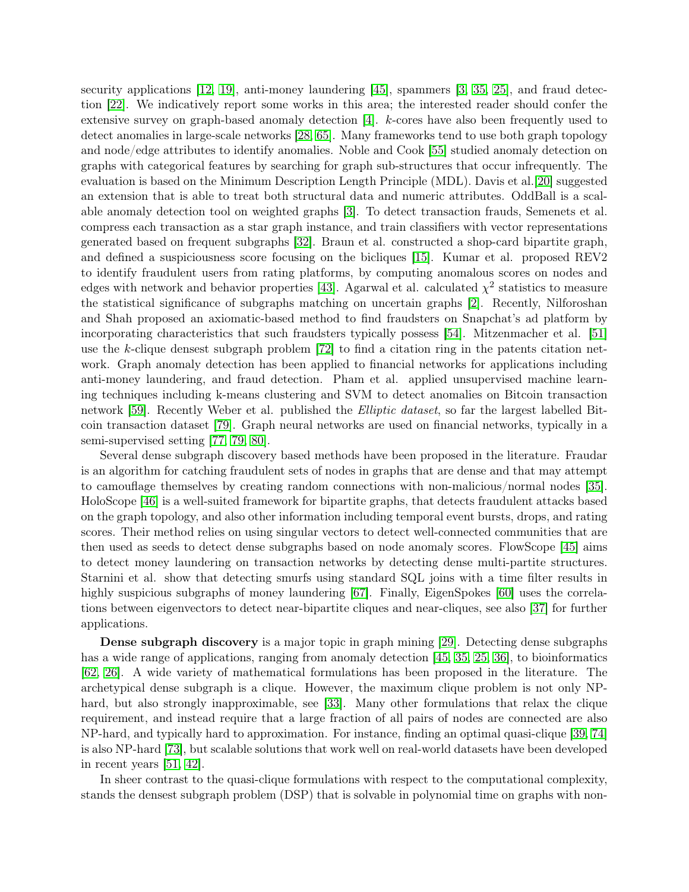security applications [12, 19], anti-money laundering [45], spammers [3, 35, 25], and fraud detection [22]. We indicatively report some works in this area; the interested reader should confer the extensive survey on graph-based anomaly detection [4]. $k$-cores have also been frequently used to detect anomalies in large-scale networks [28, 65]. Many frameworks tend to use both graph topology and node/edge attributes to identify anomalies. Noble and Cook [55] studied anomaly detection on graphs with categorical features by searching for graph sub-structures that occur infrequently. The evaluation is based on the Minimum Description Length Principle (MDL). Davis et al.[20] suggested an extension that is able to treat both structural data and numeric attributes. OddBall is a scalable anomaly detection tool on weighted graphs [3]. To detect transaction frauds, Semenets et al. compress each transaction as a star graph instance, and train classifiers with vector representations generated based on frequent subgraphs [32]. Braun et al. constructed a shop-card bipartite graph, and defined a suspiciousness score focusing on the bicliques [15]. Kumar et al. proposed REV2 to identify fraudulent users from rating platforms, by computing anomalous scores on nodes and edges with network and behavior properties [43]. Agarwal et al. calculated $\chi^2$ statistics to measure the statistical significance of subgraphs matching on uncertain graphs [2]. Recently, Nilforoshan and Shah proposed an axiomatic-based method to find fraudsters on Snapchat's ad platform by incorporating characteristics that such fraudsters typically possess [54]. Mitzenmacher et al. [51] use the $k$-clique densest subgraph problem [72] to find a citation ring in the patents citation network. Graph anomaly detection has been applied to financial networks for applications including anti-money laundering, and fraud detection. Pham et al. applied unsupervised machine learning techniques including k-means clustering and SVM to detect anomalies on Bitcoin transaction network [59]. Recently Weber et al. published the *Elliptic dataset*, so far the largest labelled Bitcoin transaction dataset [79]. Graph neural networks are used on financial networks, typically in a semi-supervised setting [77, 79, 80].

Several dense subgraph discovery based methods have been proposed in the literature. Fraudar is an algorithm for catching fraudulent sets of nodes in graphs that are dense and that may attempt to camouflage themselves by creating random connections with non-malicious/normal nodes [35]. HoloScope [46] is a well-suited framework for bipartite graphs, that detects fraudulent attacks based on the graph topology, and also other information including temporal event bursts, drops, and rating scores. Their method relies on using singular vectors to detect well-connected communities that are then used as seeds to detect dense subgraphs based on node anomaly scores. FlowScope [45] aims to detect money laundering on transaction networks by detecting dense multi-partite structures. Starnini et al. show that detecting smurfs using standard SQL joins with a time filter results in highly suspicious subgraphs of money laundering [67]. Finally, EigenSpokes [60] uses the correlations between eigenvectors to detect near-bipartite cliques and near-cliques, see also [37] for further applications.

**Dense subgraph discovery** is a major topic in graph mining [29]. Detecting dense subgraphs has a wide range of applications, ranging from anomaly detection [45, 35, 25, 36], to bioinformatics [62, 26]. A wide variety of mathematical formulations has been proposed in the literature. The archetypical dense subgraph is a clique. However, the maximum clique problem is not only NP-hard, but also strongly inapproximable, see [33]. Many other formulations that relax the clique requirement, and instead require that a large fraction of all pairs of nodes are connected are also NP-hard, and typically hard to approximation. For instance, finding an optimal quasi-clique [39, 74] is also NP-hard [73], but scalable solutions that work well on real-world datasets have been developed in recent years [51, 42].

In sheer contrast to the quasi-clique formulations with respect to the computational complexity, stands the densest subgraph problem (DSP) that is solvable in polynomial time on graphs with non-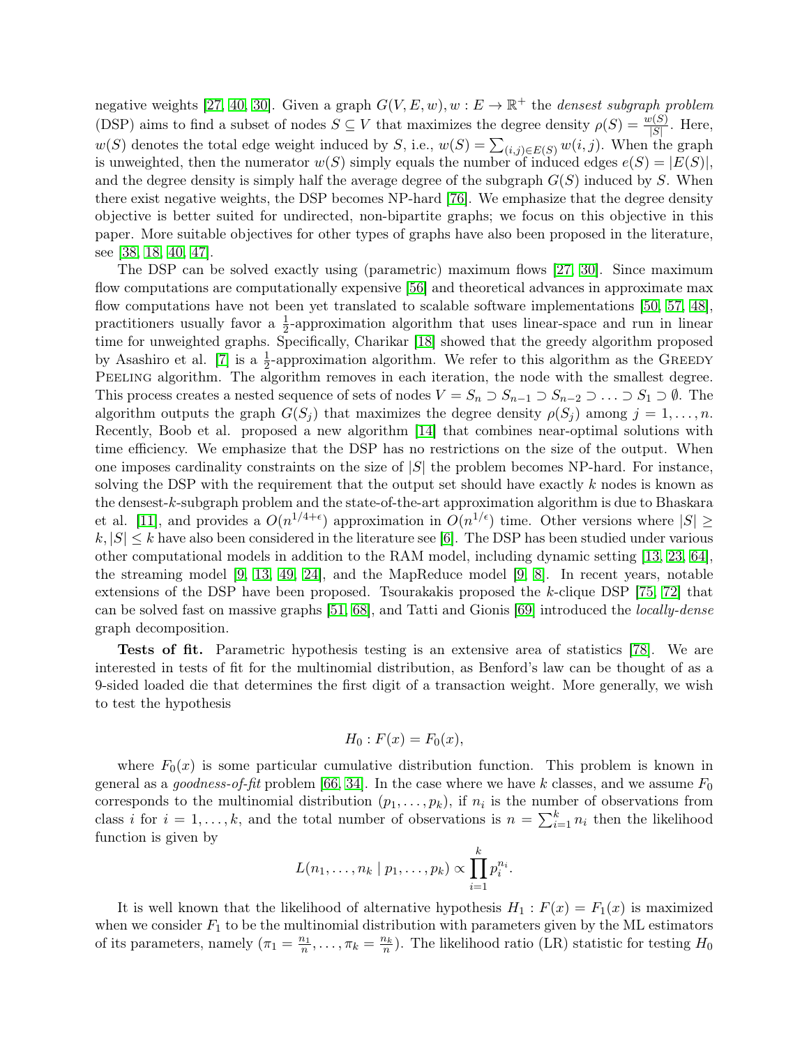negative weights [27, 40, 30]. Given a graph $G(V, E, w), w : E \to \mathbb{R}^+$ the *densest subgraph problem* (DSP) aims to find a subset of nodes $S \subseteq V$ that maximizes the degree density $\rho(S) = \frac{w(S)}{|S|}$. Here, $w(S)$ denotes the total edge weight induced by $S$, i.e., $w(S) = \sum_{(i,j) \in E(S)} w(i,j)$. When the graph is unweighted, then the numerator $w(S)$ simply equals the number of induced edges $e(S) = |E(S)|$, and the degree density is simply half the average degree of the subgraph $G(S)$ induced by $S$. When there exist negative weights, the DSP becomes NP-hard [76]. We emphasize that the degree density objective is better suited for undirected, non-bipartite graphs; we focus on this objective in this paper. More suitable objectives for other types of graphs have also been proposed in the literature, see [38, 18, 40, 47].

The DSP can be solved exactly using (parametric) maximum flows [27, 30]. Since maximum flow computations are computationally expensive [56] and theoretical advances in approximate max flow computations have not been yet translated to scalable software implementations [50, 57, 48], practitioners usually favor a $\frac{1}{2}$-approximation algorithm that uses linear-space and run in linear time for unweighted graphs. Specifically, Charikar [18] showed that the greedy algorithm proposed by Asashiro et al. [7] is a $\frac{1}{2}$-approximation algorithm. We refer to this algorithm as the Greedy Peeling algorithm. The algorithm removes in each iteration, the node with the smallest degree. This process creates a nested sequence of sets of nodes $V = S_n \supset S_{n-1} \supset S_{n-2} \supset \ldots \supset S_1 \supset \emptyset$. The algorithm outputs the graph $G(S_j)$ that maximizes the degree density $\rho(S_j)$ among $j = 1, \ldots, n$. Recently, Boob et al. proposed a new algorithm [14] that combines near-optimal solutions with time efficiency. We emphasize that the DSP has no restrictions on the size of the output. When one imposes cardinality constraints on the size of $|S|$ the problem becomes NP-hard. For instance, solving the DSP with the requirement that the output set should have exactly $k$ nodes is known as the densest-$k$-subgraph problem and the state-of-the-art approximation algorithm is due to Bhaskara et al. [11], and provides a $O(n^{1/4+\epsilon})$ approximation in $O(n^{1/\epsilon})$ time. Other versions where $|S| \geq k, |S| \leq k$ have also been considered in the literature see [6]. The DSP has been studied under various other computational models in addition to the RAM model, including dynamic setting [13, 23, 64], the streaming model [9, 13, 49, 24], and the MapReduce model [9, 8]. In recent years, notable extensions of the DSP have been proposed. Tsourakakis proposed the $k$-clique DSP [75, 72] that can be solved fast on massive graphs [51, 68], and Tatti and Gionis [69] introduced the *locally-dense* graph decomposition.

**Tests of fit.** Parametric hypothesis testing is an extensive area of statistics [78]. We are interested in tests of fit for the multinomial distribution, as Benford's law can be thought of as a 9-sided loaded die that determines the first digit of a transaction weight. More generally, we wish to test the hypothesis

$$H_0 : F(x) = F_0(x),$$

where $F_0(x)$ is some particular cumulative distribution function. This problem is known in general as a *goodness-of-fit* problem [66, 34]. In the case where we have $k$ classes, and we assume $F_0$ corresponds to the multinomial distribution $(p_1, \ldots, p_k)$, if $n_i$ is the number of observations from class $i$ for $i = 1, \ldots, k$, and the total number of observations is $n = \sum_{i=1}^{k} n_i$ then the likelihood function is given by

$$L(n_1, \ldots, n_k \mid p_1, \ldots, p_k) \propto \prod_{i=1}^{k} p_i^{n_i}.$$

It is well known that the likelihood of alternative hypothesis $H_1 : F(x) = F_1(x)$ is maximized when we consider $F_1$ to be the multinomial distribution with parameters given by the ML estimators of its parameters, namely $(\pi_1 = \frac{n_1}{n}, \ldots, \pi_k = \frac{n_k}{n})$. The likelihood ratio (LR) statistic for testing $H_0$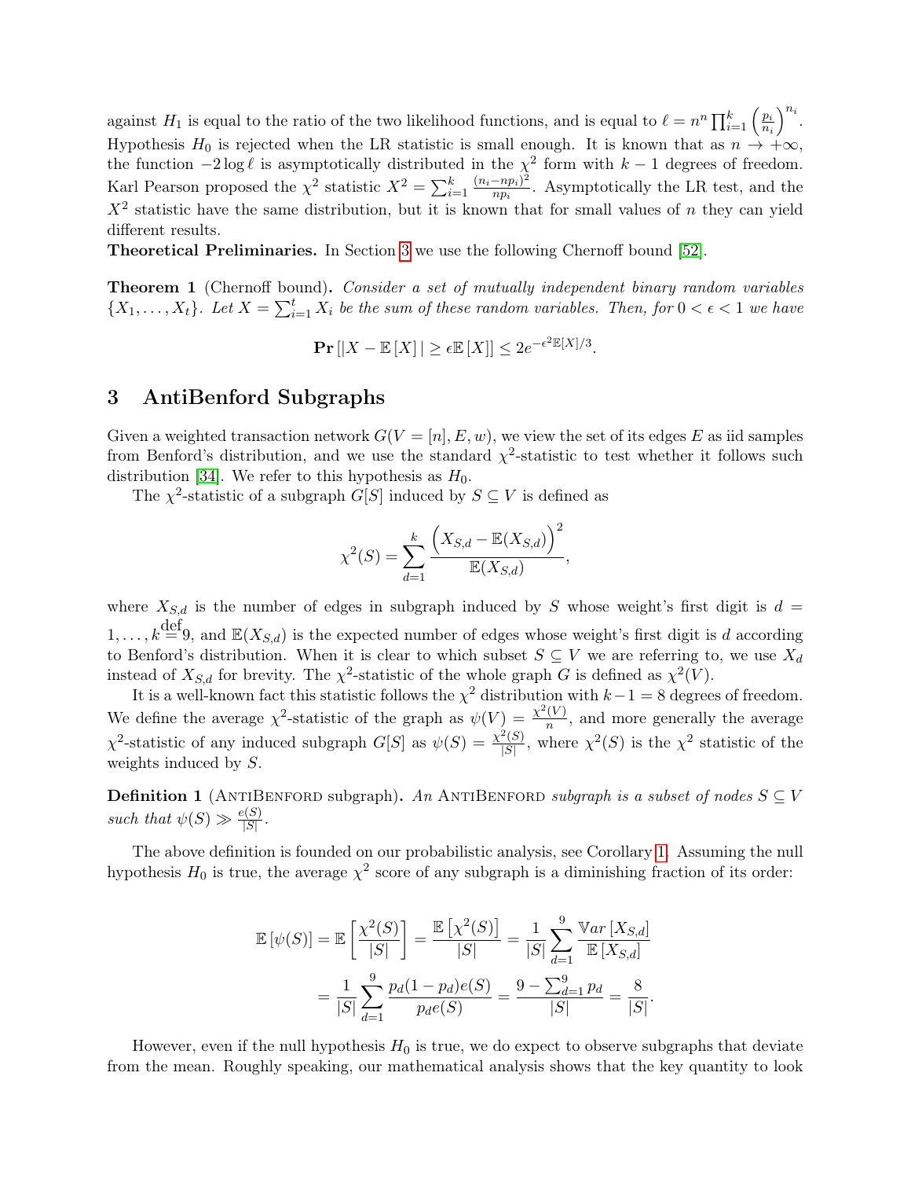against $H_1$ is equal to the ratio of the two likelihood functions, and is equal to $\ell = n^n \prod_{i=1}^{k} \left(\frac{p_i}{n_i}\right)^{n_i}$. Hypothesis $H_0$ is rejected when the LR statistic is small enough. It is known that as $n \to +\infty$, the function $-2\log \ell$ is asymptotically distributed in the $\chi^2$ form with $k-1$ degrees of freedom. Karl Pearson proposed the $\chi^2$ statistic $X^2 = \sum_{i=1}^{k} \frac{(n_i - np_i)^2}{np_i}$. Asymptotically the LR test, and the $X^2$ statistic have the same distribution, but it is known that for small values of $n$ they can yield different results.

**Theoretical Preliminaries.** In Section 3 we use the following Chernoff bound [52].

**Theorem 1** (Chernoff bound)**.** *Consider a set of mutually independent binary random variables $\{X_1, \ldots, X_t\}$. Let $X = \sum_{i=1}^{t} X_i$ be the sum of these random variables. Then, for $0 < \epsilon < 1$ we have*

$$\mathbf{Pr}\left[|X - \mathbb{E}[X]| \geq \epsilon \mathbb{E}[X]\right] \leq 2e^{-\epsilon^2 \mathbb{E}[X]/3}.$$

# 3 AntiBenford Subgraphs

Given a weighted transaction network $G(V = [n], E, w)$, we view the set of its edges $E$ as iid samples from Benford's distribution, and we use the standard $\chi^2$-statistic to test whether it follows such distribution [34]. We refer to this hypothesis as $H_0$.

The $\chi^2$-statistic of a subgraph $G[S]$ induced by $S \subseteq V$ is defined as

$$\chi^2(S) = \sum_{d=1}^{k} \frac{\Big(X_{S,d} - \mathbb{E}(X_{S,d})\Big)^2}{\mathbb{E}(X_{S,d})},$$

where $X_{S,d}$ is the number of edges in subgraph induced by $S$ whose weight's first digit is $d = 1, \ldots, k \stackrel{\text{def}}{=} 9$, and $\mathbb{E}(X_{S,d})$ is the expected number of edges whose weight's first digit is $d$ according to Benford's distribution. When it is clear to which subset $S \subseteq V$ we are referring to, we use $X_d$ instead of $X_{S,d}$ for brevity. The $\chi^2$-statistic of the whole graph $G$ is defined as $\chi^2(V)$.

It is a well-known fact this statistic follows the $\chi^2$ distribution with $k-1 = 8$ degrees of freedom. We define the average $\chi^2$-statistic of the graph as $\psi(V) = \frac{\chi^2(V)}{n}$, and more generally the average $\chi^2$-statistic of any induced subgraph $G[S]$ as $\psi(S) = \frac{\chi^2(S)}{|S|}$, where $\chi^2(S)$ is the $\chi^2$ statistic of the weights induced by $S$.

**Definition 1** (AntiBenford subgraph)**.** *An* AntiBenford *subgraph is a subset of nodes $S \subseteq V$ such that $\psi(S) \gg \frac{e(S)}{|S|}$.*

The above definition is founded on our probabilistic analysis, see Corollary 1. Assuming the null hypothesis $H_0$ is true, the average $\chi^2$ score of any subgraph is a diminishing fraction of its order:

$$\begin{aligned}
\mathbb{E}\left[\psi(S)\right] = \mathbb{E}\left[\frac{\chi^2(S)}{|S|}\right] &= \frac{\mathbb{E}\left[\chi^2(S)\right]}{|S|} = \frac{1}{|S|}\sum_{d=1}^{9} \frac{\mathbb{V}ar\left[X_{S,d}\right]}{\mathbb{E}\left[X_{S,d}\right]} \\
&= \frac{1}{|S|}\sum_{d=1}^{9} \frac{p_d(1-p_d)e(S)}{p_d e(S)} = \frac{9 - \sum_{d=1}^{9} p_d}{|S|} = \frac{8}{|S|}.
\end{aligned}$$

However, even if the null hypothesis $H_0$ is true, we do expect to observe subgraphs that deviate from the mean. Roughly speaking, our mathematical analysis shows that the key quantity to look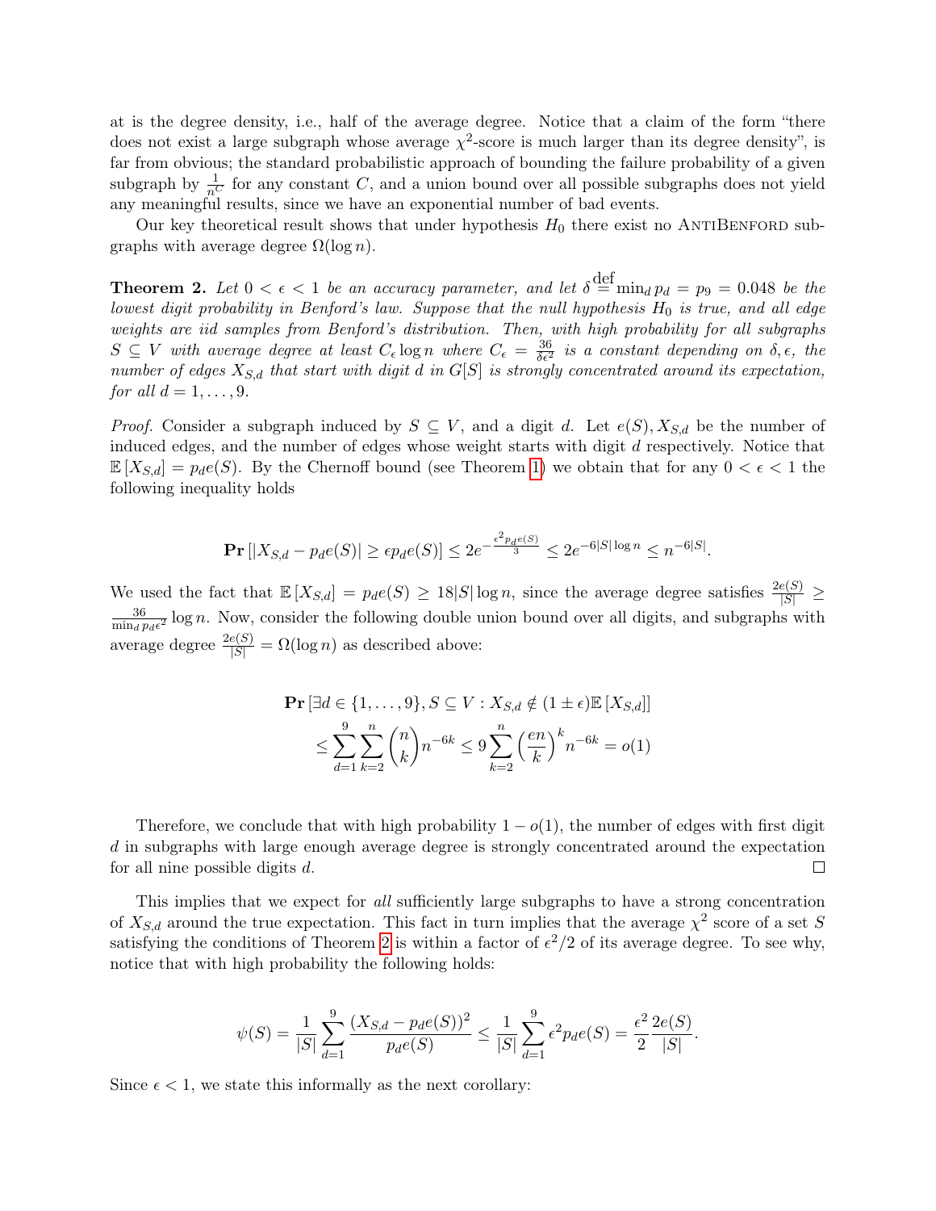at is the degree density, i.e., half of the average degree. Notice that a claim of the form "there does not exist a large subgraph whose average $\chi^2$-score is much larger than its degree density", is far from obvious; the standard probabilistic approach of bounding the failure probability of a given subgraph by $\frac{1}{n^C}$ for any constant $C$, and a union bound over all possible subgraphs does not yield any meaningful results, since we have an exponential number of bad events.

Our key theoretical result shows that under hypothesis $H_0$ there exist no AntiBenford subgraphs with average degree $\Omega(\log n)$.

**Theorem 2.** *Let $0 < \epsilon < 1$ be an accuracy parameter, and let $\delta \stackrel{\text{def}}{=} \min_d p_d = p_9 = 0.048$ be the lowest digit probability in Benford's law. Suppose that the null hypothesis $H_0$ is true, and all edge weights are iid samples from Benford's distribution. Then, with high probability for all subgraphs $S \subseteq V$ with average degree at least $C_\epsilon \log n$ where $C_\epsilon = \frac{36}{\delta \epsilon^2}$ is a constant depending on $\delta, \epsilon$, the number of edges $X_{S,d}$ that start with digit $d$ in $G[S]$ is strongly concentrated around its expectation, for all $d = 1, \ldots, 9$.*

*Proof.* Consider a subgraph induced by $S \subseteq V$, and a digit $d$. Let $e(S), X_{S,d}$ be the number of induced edges, and the number of edges whose weight starts with digit $d$ respectively. Notice that $\mathbb{E}[X_{S,d}] = p_d e(S)$. By the Chernoff bound (see Theorem 1) we obtain that for any $0 < \epsilon < 1$ the following inequality holds

$$\mathbf{Pr}\left[|X_{S,d} - p_d e(S)| \geq \epsilon p_d e(S)\right] \leq 2e^{-\frac{\epsilon^2 p_d e(S)}{3}} \leq 2e^{-6|S|\log n} \leq n^{-6|S|}.$$

We used the fact that $\mathbb{E}[X_{S,d}] = p_d e(S) \geq 18|S|\log n$, since the average degree satisfies $\frac{2e(S)}{|S|} \geq \frac{36}{\min_d p_d \epsilon^2} \log n$. Now, consider the following double union bound over all digits, and subgraphs with average degree $\frac{2e(S)}{|S|} = \Omega(\log n)$ as described above:

$$\mathbf{Pr}\left[\exists d \in \{1, \ldots, 9\}, S \subseteq V : X_{S,d} \notin (1 \pm \epsilon)\mathbb{E}[X_{S,d}]\right]$$
$$\leq \sum_{d=1}^{9} \sum_{k=2}^{n} \binom{n}{k} n^{-6k} \leq 9 \sum_{k=2}^{n} \left(\frac{en}{k}\right)^k n^{-6k} = o(1)$$

Therefore, we conclude that with high probability $1 - o(1)$, the number of edges with first digit $d$ in subgraphs with large enough average degree is strongly concentrated around the expectation for all nine possible digits $d$. $\square$

This implies that we expect for *all* sufficiently large subgraphs to have a strong concentration of $X_{S,d}$ around the true expectation. This fact in turn implies that the average $\chi^2$ score of a set $S$ satisfying the conditions of Theorem 2 is within a factor of $\epsilon^2/2$ of its average degree. To see why, notice that with high probability the following holds:

$$\psi(S) = \frac{1}{|S|} \sum_{d=1}^{9} \frac{(X_{S,d} - p_d e(S))^2}{p_d e(S)} \leq \frac{1}{|S|} \sum_{d=1}^{9} \epsilon^2 p_d e(S) = \frac{\epsilon^2}{2} \frac{2e(S)}{|S|}.$$

Since $\epsilon < 1$, we state this informally as the next corollary: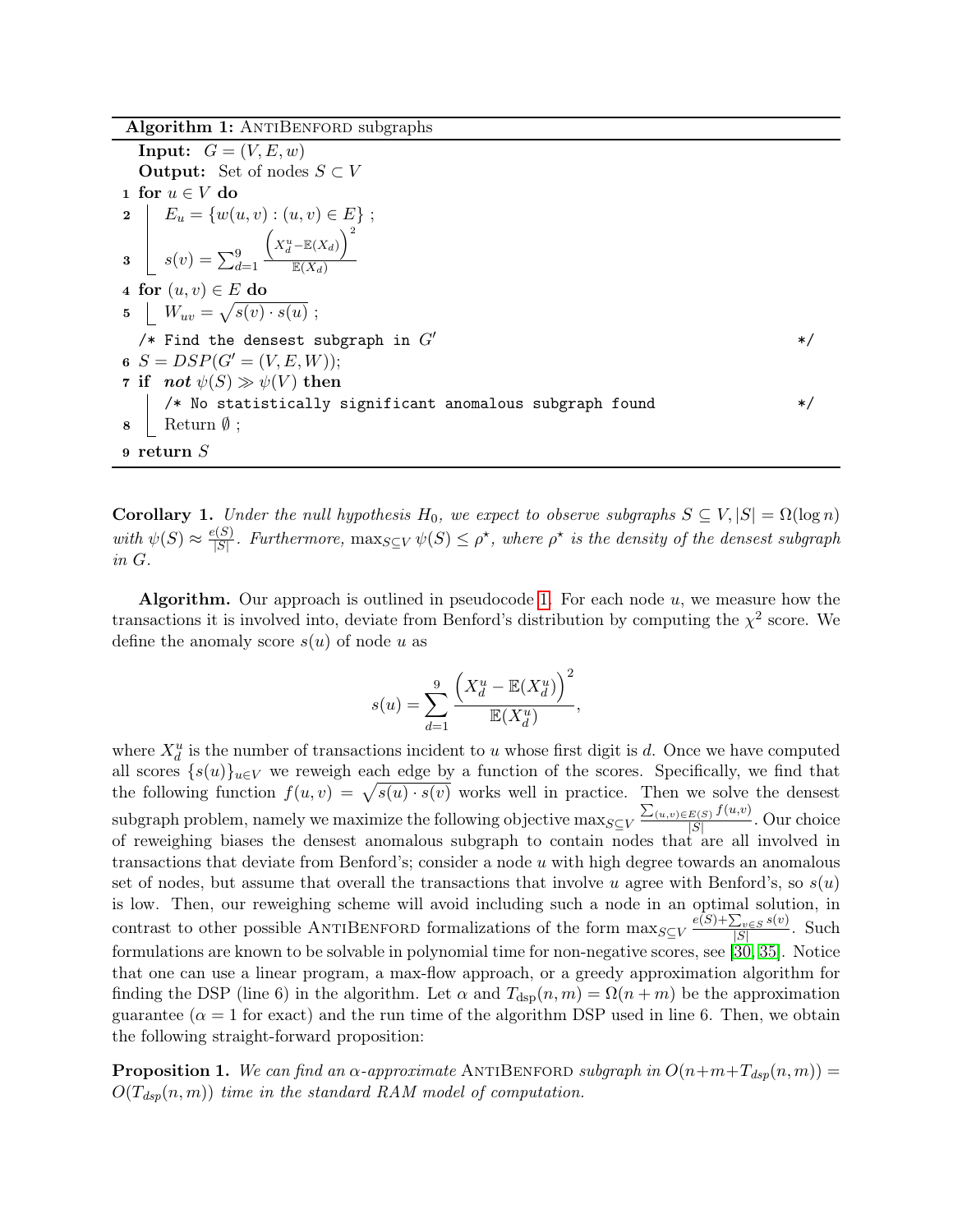**Algorithm 1:** AntiBenford subgraphs

```
   Input:  G = (V, E, w)
   Output: Set of nodes S ⊂ V
1  for u ∈ V do
2  |   E_u = {w(u, v) : (u, v) ∈ E} ;
3  |   s(v) = Σ_{d=1}^{9} (X_d^u − E(X_d))^2 / E(X_d)
4  for (u, v) ∈ E do
5  |   W_uv = sqrt(s(v) · s(u)) ;
   /* Find the densest subgraph in G′                                   */
6  S = DSP(G′ = (V, E, W));
7  if not ψ(S) ≫ ψ(V) then
   |   /* No statistically significant anomalous subgraph found          */
8  |   Return ∅ ;
9  return S
```

**Corollary 1.** *Under the null hypothesis $H_0$, we expect to observe subgraphs $S \subseteq V, |S| = \Omega(\log n)$ with $\psi(S) \approx \frac{e(S)}{|S|}$. Furthermore, $\max_{S\subseteq V} \psi(S) \leq \rho^\star$, where $\rho^\star$ is the density of the densest subgraph in $G$.*

**Algorithm.** Our approach is outlined in pseudocode 1. For each node $u$, we measure how the transactions it is involved into, deviate from Benford's distribution by computing the $\chi^2$ score. We define the anomaly score $s(u)$ of node $u$ as

$$s(u) = \sum_{d=1}^{9} \frac{\left(X_d^u - \mathbb{E}(X_d^u)\right)^2}{\mathbb{E}(X_d^u)},$$

where $X_d^u$ is the number of transactions incident to $u$ whose first digit is $d$. Once we have computed all scores $\{s(u)\}_{u\in V}$ we reweigh each edge by a function of the scores. Specifically, we find that the following function $f(u, v) = \sqrt{s(u) \cdot s(v)}$ works well in practice. Then we solve the densest subgraph problem, namely we maximize the following objective $\max_{S\subseteq V} \frac{\sum_{(u,v)\in E(S)} f(u,v)}{|S|}$. Our choice of reweighing biases the densest anomalous subgraph to contain nodes that are all involved in transactions that deviate from Benford's; consider a node $u$ with high degree towards an anomalous set of nodes, but assume that overall the transactions that involve $u$ agree with Benford's, so $s(u)$ is low. Then, our reweighing scheme will avoid including such a node in an optimal solution, in contrast to other possible AntiBenford formalizations of the form $\max_{S\subseteq V} \frac{e(S)+\sum_{v\in S} s(v)}{|S|}$. Such formulations are known to be solvable in polynomial time for non-negative scores, see [30, 35]. Notice that one can use a linear program, a max-flow approach, or a greedy approximation algorithm for finding the DSP (line 6) in the algorithm. Let $\alpha$ and $T_{\text{dsp}}(n, m) = \Omega(n + m)$ be the approximation guarantee ($\alpha = 1$ for exact) and the run time of the algorithm DSP used in line 6. Then, we obtain the following straight-forward proposition:

**Proposition 1.** *We can find an $\alpha$-approximate* AntiBenford *subgraph in $O(n+m+T_{dsp}(n, m)) = O(T_{dsp}(n, m))$ time in the standard RAM model of computation.*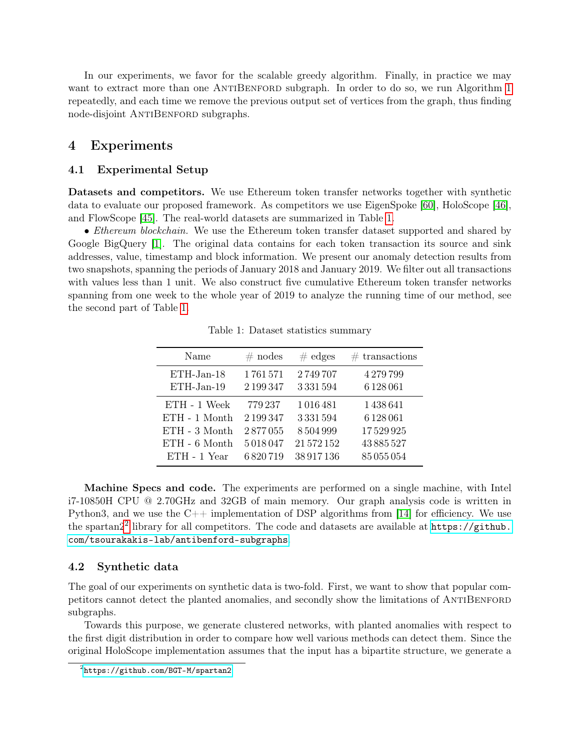In our experiments, we favor for the scalable greedy algorithm. Finally, in practice we may want to extract more than one AntiBenford subgraph. In order to do so, we run Algorithm 1 repeatedly, and each time we remove the previous output set of vertices from the graph, thus finding node-disjoint AntiBenford subgraphs.

# 4 Experiments

## 4.1 Experimental Setup

**Datasets and competitors.** We use Ethereum token transfer networks together with synthetic data to evaluate our proposed framework. As competitors we use EigenSpoke [60], HoloScope [46], and FlowScope [45]. The real-world datasets are summarized in Table 1.

• *Ethereum blockchain.* We use the Ethereum token transfer dataset supported and shared by Google BigQuery [1]. The original data contains for each token transaction its source and sink addresses, value, timestamp and block information. We present our anomaly detection results from two snapshots, spanning the periods of January 2018 and January 2019. We filter out all transactions with values less than 1 unit. We also construct five cumulative Ethereum token transfer networks spanning from one week to the whole year of 2019 to analyze the running time of our method, see the second part of Table 1.

Table 1: Dataset statistics summary

| Name | # nodes | # edges | # transactions |
|---|---|---|---|
| ETH-Jan-18 | 1 761 571 | 2 749 707 | 4 279 799 |
| ETH-Jan-19 | 2 199 347 | 3 331 594 | 6 128 061 |
| ETH - 1 Week | 779 237 | 1 016 481 | 1 438 641 |
| ETH - 1 Month | 2 199 347 | 3 331 594 | 6 128 061 |
| ETH - 3 Month | 2 877 055 | 8 504 999 | 17 529 925 |
| ETH - 6 Month | 5 018 047 | 21 572 152 | 43 885 527 |
| ETH - 1 Year | 6 820 719 | 38 917 136 | 85 055 054 |

**Machine Specs and code.** The experiments are performed on a single machine, with Intel i7-10850H CPU @ 2.70GHz and 32GB of main memory. Our graph analysis code is written in Python3, and we use the C++ implementation of DSP algorithms from [14] for efficiency. We use the spartan2[2] library for all competitors. The code and datasets are available at https://github.com/tsourakakis-lab/antibenford-subgraphs.

## 4.2 Synthetic data

The goal of our experiments on synthetic data is two-fold. First, we want to show that popular competitors cannot detect the planted anomalies, and secondly show the limitations of AntiBenford subgraphs.

Towards this purpose, we generate clustered networks, with planted anomalies with respect to the first digit distribution in order to compare how well various methods can detect them. Since the original HoloScope implementation assumes that the input has a bipartite structure, we generate a

[2] https://github.com/BGT-M/spartan2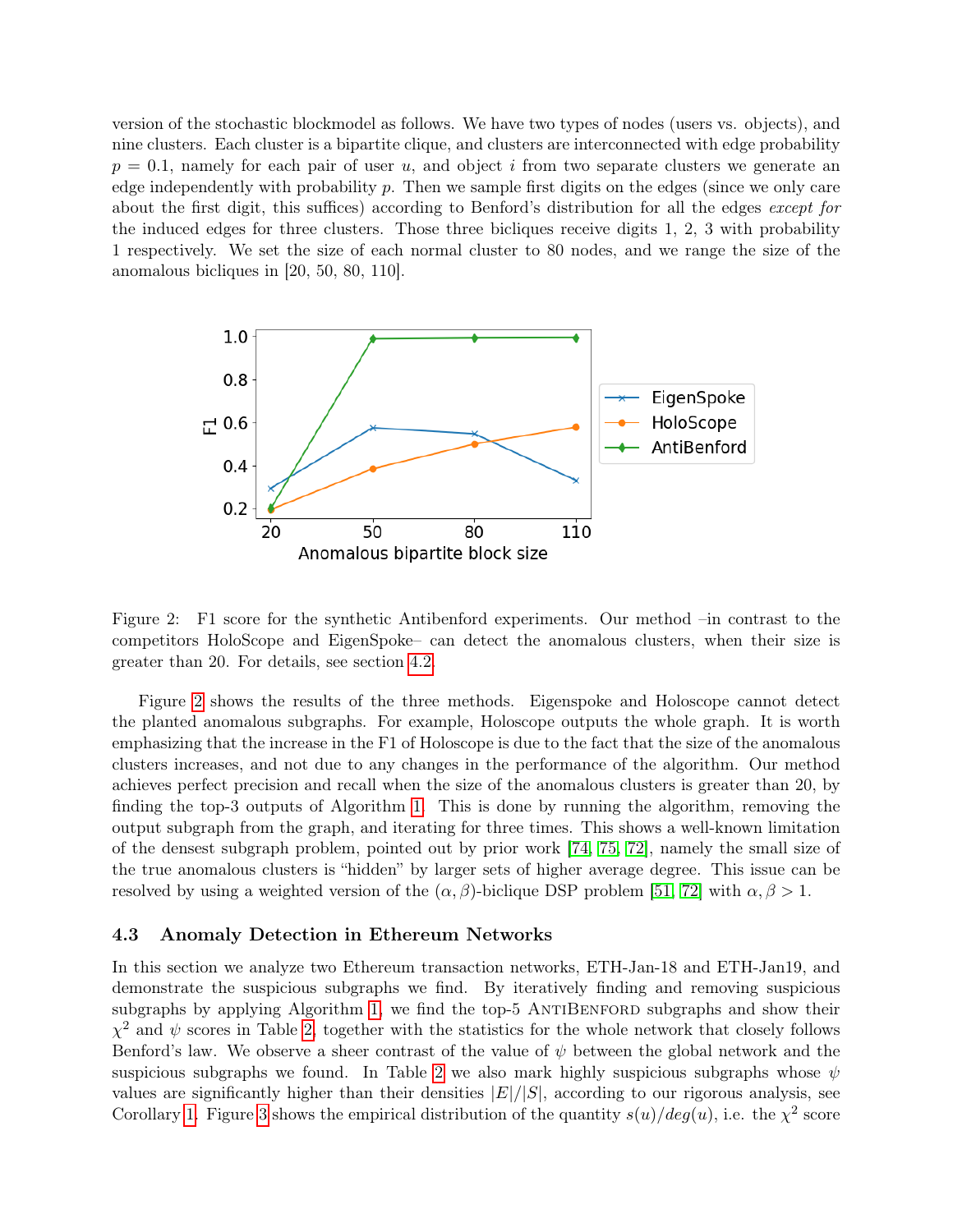version of the stochastic blockmodel as follows. We have two types of nodes (users vs. objects), and nine clusters. Each cluster is a bipartite clique, and clusters are interconnected with edge probability $p = 0.1$, namely for each pair of user $u$, and object $i$ from two separate clusters we generate an edge independently with probability $p$. Then we sample first digits on the edges (since we only care about the first digit, this suffices) according to Benford's distribution for all the edges *except for* the induced edges for three clusters. Those three bicliques receive digits 1, 2, 3 with probability 1 respectively. We set the size of each normal cluster to 80 nodes, and we range the size of the anomalous bicliques in [20, 50, 80, 110].

Figure 2: F1 score for the synthetic Antibenford experiments. Our method –in contrast to the competitors HoloScope and EigenSpoke– can detect the anomalous clusters, when their size is greater than 20. For details, see section 4.2.

Figure 2 shows the results of the three methods. Eigenspoke and Holoscope cannot detect the planted anomalous subgraphs. For example, Holoscope outputs the whole graph. It is worth emphasizing that the increase in the F1 of Holoscope is due to the fact that the size of the anomalous clusters increases, and not due to any changes in the performance of the algorithm. Our method achieves perfect precision and recall when the size of the anomalous clusters is greater than 20, by finding the top-3 outputs of Algorithm 1. This is done by running the algorithm, removing the output subgraph from the graph, and iterating for three times. This shows a well-known limitation of the densest subgraph problem, pointed out by prior work [74, 75, 72], namely the small size of the true anomalous clusters is "hidden" by larger sets of higher average degree. This issue can be resolved by using a weighted version of the $(\alpha, \beta)$-biclique DSP problem [51, 72] with $\alpha, \beta > 1$.

### 4.3 Anomaly Detection in Ethereum Networks

In this section we analyze two Ethereum transaction networks, ETH-Jan-18 and ETH-Jan19, and demonstrate the suspicious subgraphs we find. By iteratively finding and removing suspicious subgraphs by applying Algorithm 1, we find the top-5 AntiBenford subgraphs and show their $\chi^2$ and $\psi$ scores in Table 2, together with the statistics for the whole network that closely follows Benford's law. We observe a sheer contrast of the value of $\psi$ between the global network and the suspicious subgraphs we found. In Table 2 we also mark highly suspicious subgraphs whose $\psi$ values are significantly higher than their densities $|E|/|S|$, according to our rigorous analysis, see Corollary 1. Figure 3 shows the empirical distribution of the quantity $s(u)/deg(u)$, i.e. the $\chi^2$ score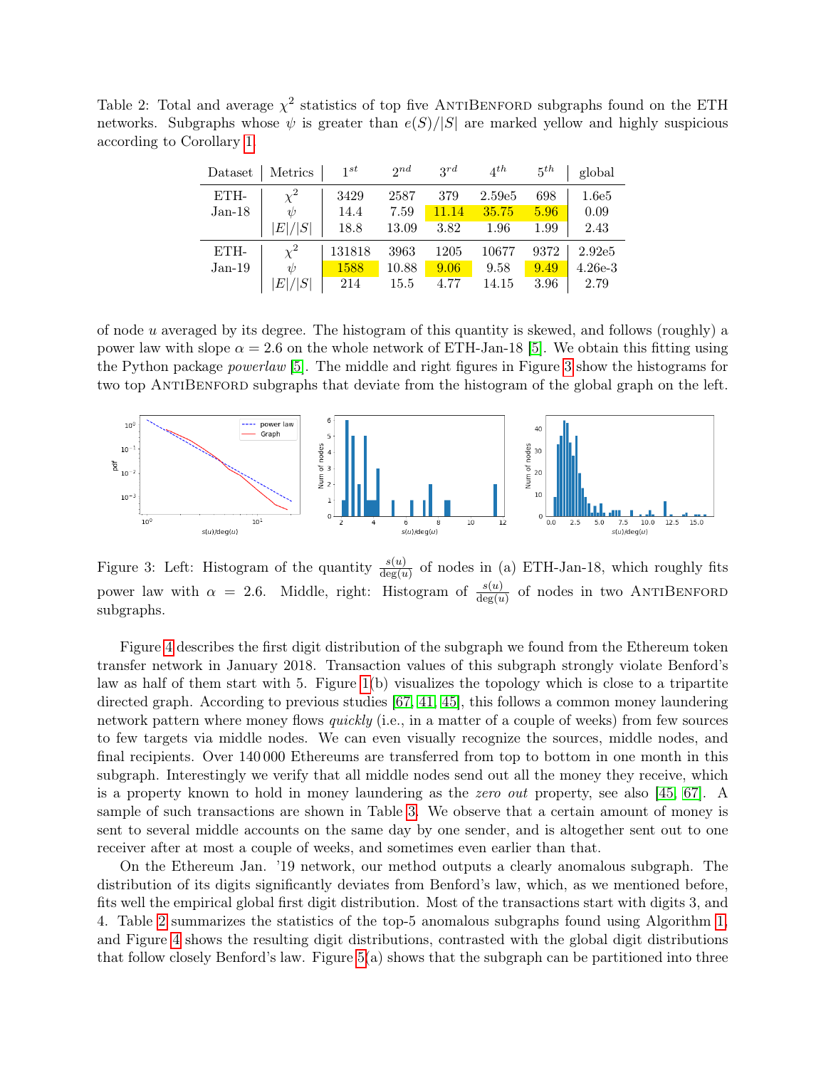Table 2: Total and average $\chi^2$ statistics of top five AntiBenford subgraphs found on the ETH networks. Subgraphs whose $\psi$ is greater than $e(S)/|S|$ are marked yellow and highly suspicious according to Corollary 1.

| Dataset | Metrics | $1^{st}$ | $2^{nd}$ | $3^{rd}$ | $4^{th}$ | $5^{th}$ | global |
|---|---|---|---|---|---|---|---|
| ETH-Jan-18 | $\chi^2$ | 3429 | 2587 | 379 | 2.59e5 | 698 | 1.6e5 |
| | $\psi$ | 14.4 | 7.59 | 11.14 | 35.75 | 5.96 | 0.09 |
| | $\|E\|/\|S\|$ | 18.8 | 13.09 | 3.82 | 1.96 | 1.99 | 2.43 |
| ETH-Jan-19 | $\chi^2$ | 131818 | 3963 | 1205 | 10677 | 9372 | 2.92e5 |
| | $\psi$ | 1588 | 10.88 | 9.06 | 9.58 | 9.49 | 4.26e-3 |
| | $\|E\|/\|S\|$ | 214 | 15.5 | 4.77 | 14.15 | 3.96 | 2.79 |

of node $u$ averaged by its degree. The histogram of this quantity is skewed, and follows (roughly) a power law with slope $\alpha = 2.6$ on the whole network of ETH-Jan-18 [5]. We obtain this fitting using the Python package *powerlaw* [5]. The middle and right figures in Figure 3 show the histograms for two top AntiBenford subgraphs that deviate from the histogram of the global graph on the left.

Figure 3: Left: Histogram of the quantity $\frac{s(u)}{\deg(u)}$ of nodes in (a) ETH-Jan-18, which roughly fits power law with $\alpha = 2.6$. Middle, right: Histogram of $\frac{s(u)}{\deg(u)}$ of nodes in two AntiBenford subgraphs.

Figure 4 describes the first digit distribution of the subgraph we found from the Ethereum token transfer network in January 2018. Transaction values of this subgraph strongly violate Benford's law as half of them start with 5. Figure 1(b) visualizes the topology which is close to a tripartite directed graph. According to previous studies [67, 41, 45], this follows a common money laundering network pattern where money flows *quickly* (i.e., in a matter of a couple of weeks) from few sources to few targets via middle nodes. We can even visually recognize the sources, middle nodes, and final recipients. Over 140 000 Ethereums are transferred from top to bottom in one month in this subgraph. Interestingly we verify that all middle nodes send out all the money they receive, which is a property known to hold in money laundering as the *zero out* property, see also [45, 67]. A sample of such transactions are shown in Table 3. We observe that a certain amount of money is sent to several middle accounts on the same day by one sender, and is altogether sent out to one receiver after at most a couple of weeks, and sometimes even earlier than that.

On the Ethereum Jan. '19 network, our method outputs a clearly anomalous subgraph. The distribution of its digits significantly deviates from Benford's law, which, as we mentioned before, fits well the empirical global first digit distribution. Most of the transactions start with digits 3, and 4. Table 2 summarizes the statistics of the top-5 anomalous subgraphs found using Algorithm 1, and Figure 4 shows the resulting digit distributions, contrasted with the global digit distributions that follow closely Benford's law. Figure 5(a) shows that the subgraph can be partitioned into three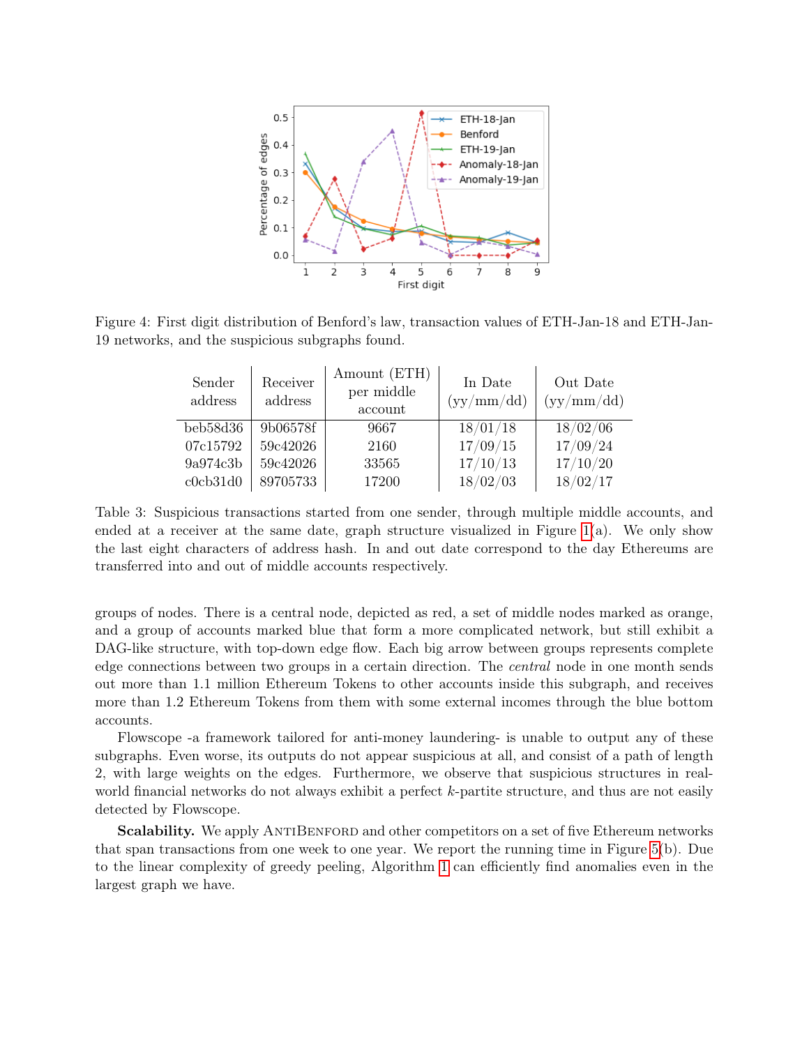Figure 4: First digit distribution of Benford's law, transaction values of ETH-Jan-18 and ETH-Jan-19 networks, and the suspicious subgraphs found.

| Sender address | Receiver address | Amount (ETH) per middle account | In Date (yy/mm/dd) | Out Date (yy/mm/dd) |
|---|---|---|---|---|
| beb58d36 | 9b06578f | 9667 | 18/01/18 | 18/02/06 |
| 07c15792 | 59c42026 | 2160 | 17/09/15 | 17/09/24 |
| 9a974c3b | 59c42026 | 33565 | 17/10/13 | 17/10/20 |
| c0cb31d0 | 89705733 | 17200 | 18/02/03 | 18/02/17 |

Table 3: Suspicious transactions started from one sender, through multiple middle accounts, and ended at a receiver at the same date, graph structure visualized in Figure 1(a). We only show the last eight characters of address hash. In and out date correspond to the day Ethereums are transferred into and out of middle accounts respectively.

groups of nodes. There is a central node, depicted as red, a set of middle nodes marked as orange, and a group of accounts marked blue that form a more complicated network, but still exhibit a DAG-like structure, with top-down edge flow. Each big arrow between groups represents complete edge connections between two groups in a certain direction. The *central* node in one month sends out more than 1.1 million Ethereum Tokens to other accounts inside this subgraph, and receives more than 1.2 Ethereum Tokens from them with some external incomes through the blue bottom accounts.

Flowscope -a framework tailored for anti-money laundering- is unable to output any of these subgraphs. Even worse, its outputs do not appear suspicious at all, and consist of a path of length 2, with large weights on the edges. Furthermore, we observe that suspicious structures in real-world financial networks do not always exhibit a perfect $k$-partite structure, and thus are not easily detected by Flowscope.

**Scalability.** We apply AntiBenford and other competitors on a set of five Ethereum networks that span transactions from one week to one year. We report the running time in Figure 5(b). Due to the linear complexity of greedy peeling, Algorithm 1 can efficiently find anomalies even in the largest graph we have.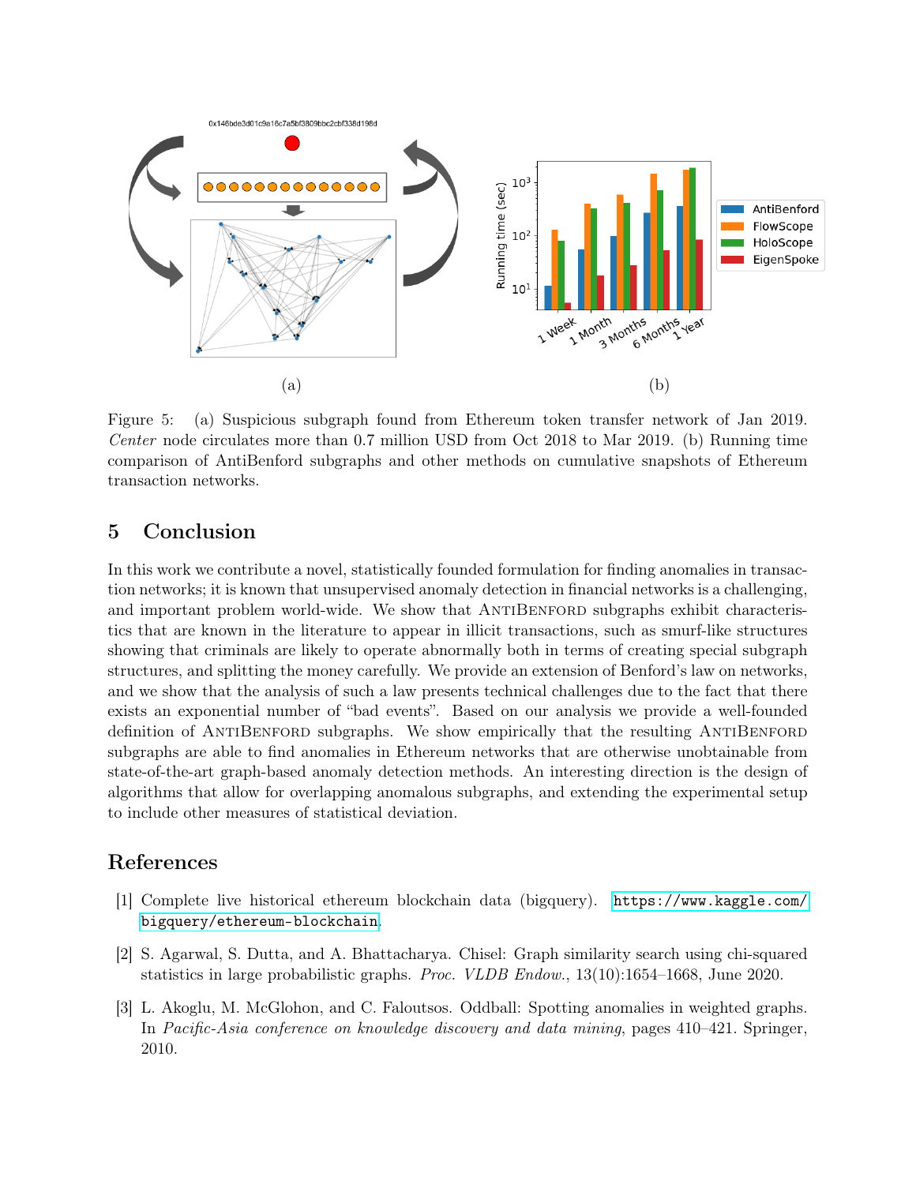Figure 5: (a) Suspicious subgraph found from Ethereum token transfer network of Jan 2019. *Center* node circulates more than 0.7 million USD from Oct 2018 to Mar 2019. (b) Running time comparison of AntiBenford subgraphs and other methods on cumulative snapshots of Ethereum transaction networks.

## 5 Conclusion

In this work we contribute a novel, statistically founded formulation for finding anomalies in transaction networks; it is known that unsupervised anomaly detection in financial networks is a challenging, and important problem world-wide. We show that AntiBenford subgraphs exhibit characteristics that are known in the literature to appear in illicit transactions, such as smurf-like structures showing that criminals are likely to operate abnormally both in terms of creating special subgraph structures, and splitting the money carefully. We provide an extension of Benford's law on networks, and we show that the analysis of such a law presents technical challenges due to the fact that there exists an exponential number of "bad events". Based on our analysis we provide a well-founded definition of AntiBenford subgraphs. We show empirically that the resulting AntiBenford subgraphs are able to find anomalies in Ethereum networks that are otherwise unobtainable from state-of-the-art graph-based anomaly detection methods. An interesting direction is the design of algorithms that allow for overlapping anomalous subgraphs, and extending the experimental setup to include other measures of statistical deviation.

## References

[1] Complete live historical ethereum blockchain data (bigquery). https://www.kaggle.com/bigquery/ethereum-blockchain.

[2] S. Agarwal, S. Dutta, and A. Bhattacharya. Chisel: Graph similarity search using chi-squared statistics in large probabilistic graphs. *Proc. VLDB Endow.*, 13(10):1654–1668, June 2020.

[3] L. Akoglu, M. McGlohon, and C. Faloutsos. Oddball: Spotting anomalies in weighted graphs. In *Pacific-Asia conference on knowledge discovery and data mining*, pages 410–421. Springer, 2010.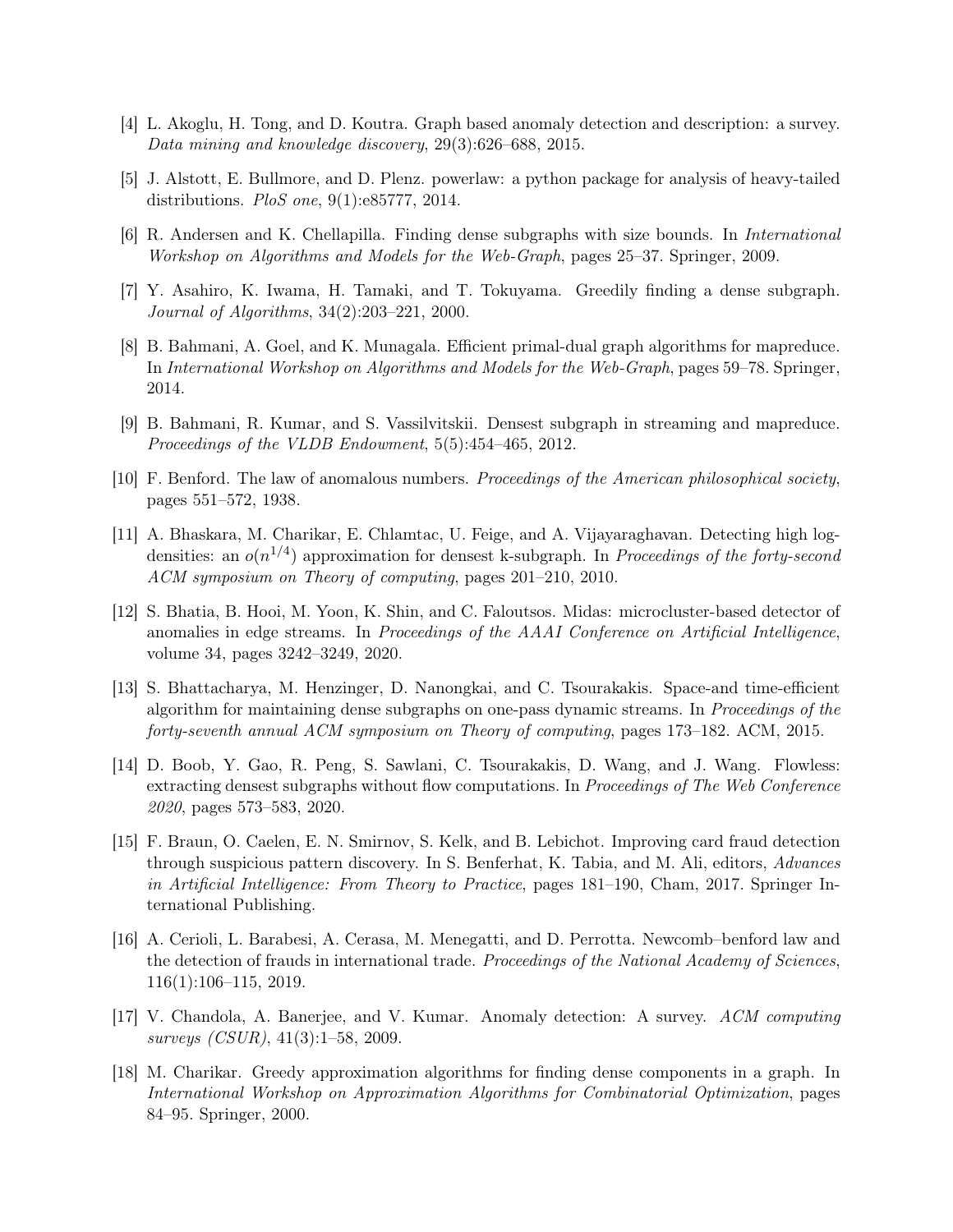[4] L. Akoglu, H. Tong, and D. Koutra. Graph based anomaly detection and description: a survey. *Data mining and knowledge discovery*, 29(3):626–688, 2015.

[5] J. Alstott, E. Bullmore, and D. Plenz. powerlaw: a python package for analysis of heavy-tailed distributions. *PloS one*, 9(1):e85777, 2014.

[6] R. Andersen and K. Chellapilla. Finding dense subgraphs with size bounds. In *International Workshop on Algorithms and Models for the Web-Graph*, pages 25–37. Springer, 2009.

[7] Y. Asahiro, K. Iwama, H. Tamaki, and T. Tokuyama. Greedily finding a dense subgraph. *Journal of Algorithms*, 34(2):203–221, 2000.

[8] B. Bahmani, A. Goel, and K. Munagala. Efficient primal-dual graph algorithms for mapreduce. In *International Workshop on Algorithms and Models for the Web-Graph*, pages 59–78. Springer, 2014.

[9] B. Bahmani, R. Kumar, and S. Vassilvitskii. Densest subgraph in streaming and mapreduce. *Proceedings of the VLDB Endowment*, 5(5):454–465, 2012.

[10] F. Benford. The law of anomalous numbers. *Proceedings of the American philosophical society*, pages 551–572, 1938.

[11] A. Bhaskara, M. Charikar, E. Chlamtac, U. Feige, and A. Vijayaraghavan. Detecting high log-densities: an $o(n^{1/4})$ approximation for densest k-subgraph. In *Proceedings of the forty-second ACM symposium on Theory of computing*, pages 201–210, 2010.

[12] S. Bhatia, B. Hooi, M. Yoon, K. Shin, and C. Faloutsos. Midas: microcluster-based detector of anomalies in edge streams. In *Proceedings of the AAAI Conference on Artificial Intelligence*, volume 34, pages 3242–3249, 2020.

[13] S. Bhattacharya, M. Henzinger, D. Nanongkai, and C. Tsourakakis. Space-and time-efficient algorithm for maintaining dense subgraphs on one-pass dynamic streams. In *Proceedings of the forty-seventh annual ACM symposium on Theory of computing*, pages 173–182. ACM, 2015.

[14] D. Boob, Y. Gao, R. Peng, S. Sawlani, C. Tsourakakis, D. Wang, and J. Wang. Flowless: extracting densest subgraphs without flow computations. In *Proceedings of The Web Conference 2020*, pages 573–583, 2020.

[15] F. Braun, O. Caelen, E. N. Smirnov, S. Kelk, and B. Lebichot. Improving card fraud detection through suspicious pattern discovery. In S. Benferhat, K. Tabia, and M. Ali, editors, *Advances in Artificial Intelligence: From Theory to Practice*, pages 181–190, Cham, 2017. Springer International Publishing.

[16] A. Cerioli, L. Barabesi, A. Cerasa, M. Menegatti, and D. Perrotta. Newcomb–benford law and the detection of frauds in international trade. *Proceedings of the National Academy of Sciences*, 116(1):106–115, 2019.

[17] V. Chandola, A. Banerjee, and V. Kumar. Anomaly detection: A survey. *ACM computing surveys (CSUR)*, 41(3):1–58, 2009.

[18] M. Charikar. Greedy approximation algorithms for finding dense components in a graph. In *International Workshop on Approximation Algorithms for Combinatorial Optimization*, pages 84–95. Springer, 2000.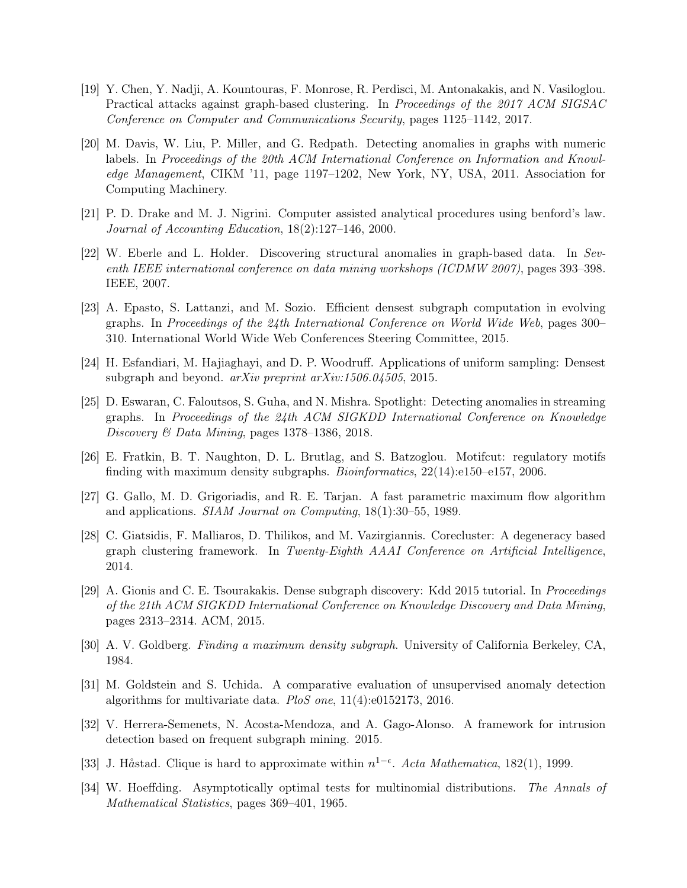[19] Y. Chen, Y. Nadji, A. Kountouras, F. Monrose, R. Perdisci, M. Antonakakis, and N. Vasiloglou. Practical attacks against graph-based clustering. In *Proceedings of the 2017 ACM SIGSAC Conference on Computer and Communications Security*, pages 1125–1142, 2017.

[20] M. Davis, W. Liu, P. Miller, and G. Redpath. Detecting anomalies in graphs with numeric labels. In *Proceedings of the 20th ACM International Conference on Information and Knowledge Management*, CIKM '11, page 1197–1202, New York, NY, USA, 2011. Association for Computing Machinery.

[21] P. D. Drake and M. J. Nigrini. Computer assisted analytical procedures using benford's law. *Journal of Accounting Education*, 18(2):127–146, 2000.

[22] W. Eberle and L. Holder. Discovering structural anomalies in graph-based data. In *Seventh IEEE international conference on data mining workshops (ICDMW 2007)*, pages 393–398. IEEE, 2007.

[23] A. Epasto, S. Lattanzi, and M. Sozio. Efficient densest subgraph computation in evolving graphs. In *Proceedings of the 24th International Conference on World Wide Web*, pages 300–310. International World Wide Web Conferences Steering Committee, 2015.

[24] H. Esfandiari, M. Hajiaghayi, and D. P. Woodruff. Applications of uniform sampling: Densest subgraph and beyond. *arXiv preprint arXiv:1506.04505*, 2015.

[25] D. Eswaran, C. Faloutsos, S. Guha, and N. Mishra. Spotlight: Detecting anomalies in streaming graphs. In *Proceedings of the 24th ACM SIGKDD International Conference on Knowledge Discovery & Data Mining*, pages 1378–1386, 2018.

[26] E. Fratkin, B. T. Naughton, D. L. Brutlag, and S. Batzoglou. Motifcut: regulatory motifs finding with maximum density subgraphs. *Bioinformatics*, 22(14):e150–e157, 2006.

[27] G. Gallo, M. D. Grigoriadis, and R. E. Tarjan. A fast parametric maximum flow algorithm and applications. *SIAM Journal on Computing*, 18(1):30–55, 1989.

[28] C. Giatsidis, F. Malliaros, D. Thilikos, and M. Vazirgiannis. Corecluster: A degeneracy based graph clustering framework. In *Twenty-Eighth AAAI Conference on Artificial Intelligence*, 2014.

[29] A. Gionis and C. E. Tsourakakis. Dense subgraph discovery: Kdd 2015 tutorial. In *Proceedings of the 21th ACM SIGKDD International Conference on Knowledge Discovery and Data Mining*, pages 2313–2314. ACM, 2015.

[30] A. V. Goldberg. *Finding a maximum density subgraph*. University of California Berkeley, CA, 1984.

[31] M. Goldstein and S. Uchida. A comparative evaluation of unsupervised anomaly detection algorithms for multivariate data. *PloS one*, 11(4):e0152173, 2016.

[32] V. Herrera-Semenets, N. Acosta-Mendoza, and A. Gago-Alonso. A framework for intrusion detection based on frequent subgraph mining. 2015.

[33] J. Håstad. Clique is hard to approximate within $n^{1-\epsilon}$. *Acta Mathematica*, 182(1), 1999.

[34] W. Hoeffding. Asymptotically optimal tests for multinomial distributions. *The Annals of Mathematical Statistics*, pages 369–401, 1965.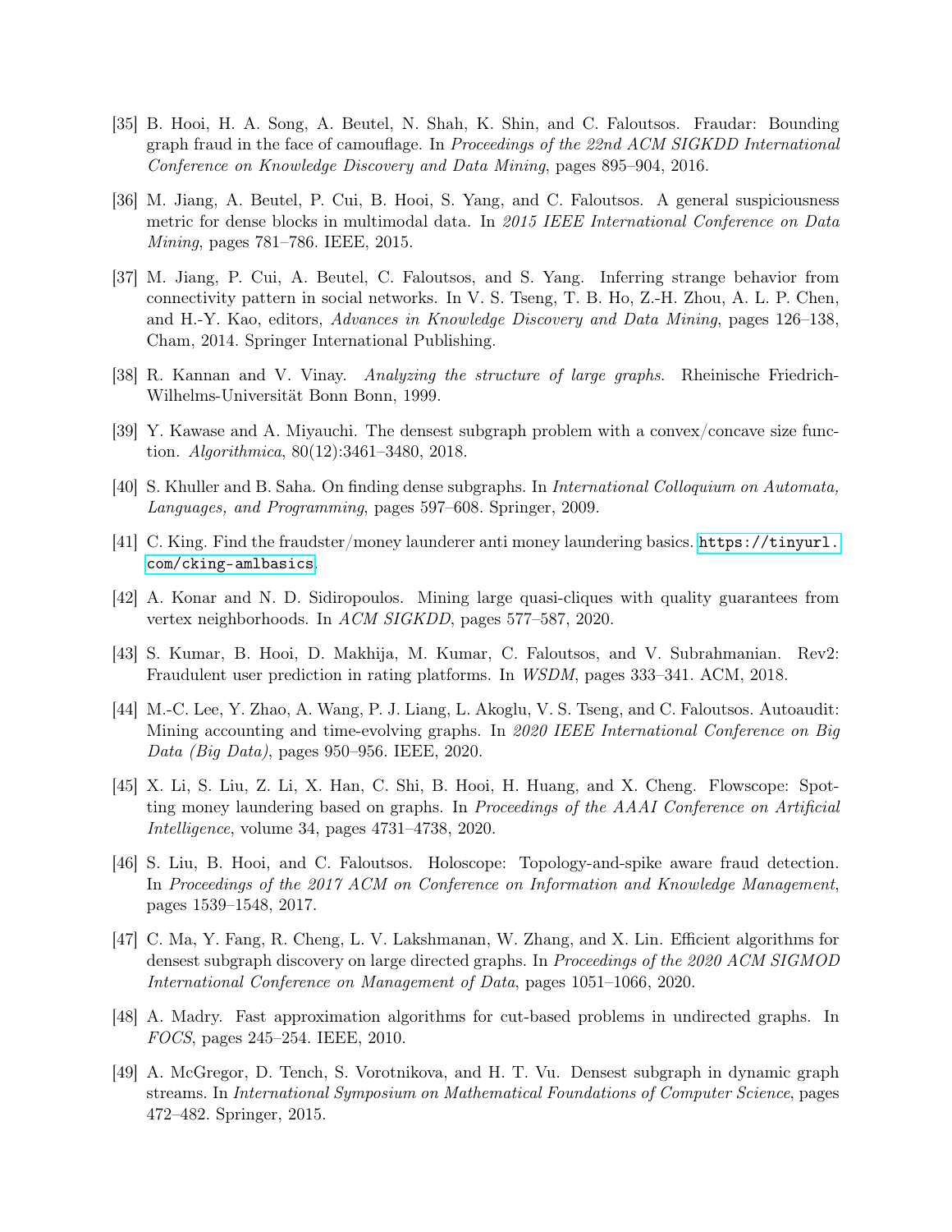[35] B. Hooi, H. A. Song, A. Beutel, N. Shah, K. Shin, and C. Faloutsos. Fraudar: Bounding graph fraud in the face of camouflage. In *Proceedings of the 22nd ACM SIGKDD International Conference on Knowledge Discovery and Data Mining*, pages 895–904, 2016.

[36] M. Jiang, A. Beutel, P. Cui, B. Hooi, S. Yang, and C. Faloutsos. A general suspiciousness metric for dense blocks in multimodal data. In *2015 IEEE International Conference on Data Mining*, pages 781–786. IEEE, 2015.

[37] M. Jiang, P. Cui, A. Beutel, C. Faloutsos, and S. Yang. Inferring strange behavior from connectivity pattern in social networks. In V. S. Tseng, T. B. Ho, Z.-H. Zhou, A. L. P. Chen, and H.-Y. Kao, editors, *Advances in Knowledge Discovery and Data Mining*, pages 126–138, Cham, 2014. Springer International Publishing.

[38] R. Kannan and V. Vinay. *Analyzing the structure of large graphs*. Rheinische Friedrich-Wilhelms-Universität Bonn Bonn, 1999.

[39] Y. Kawase and A. Miyauchi. The densest subgraph problem with a convex/concave size function. *Algorithmica*, 80(12):3461–3480, 2018.

[40] S. Khuller and B. Saha. On finding dense subgraphs. In *International Colloquium on Automata, Languages, and Programming*, pages 597–608. Springer, 2009.

[41] C. King. Find the fraudster/money launderer anti money laundering basics. https://tinyurl.com/cking-amlbasics.

[42] A. Konar and N. D. Sidiropoulos. Mining large quasi-cliques with quality guarantees from vertex neighborhoods. In *ACM SIGKDD*, pages 577–587, 2020.

[43] S. Kumar, B. Hooi, D. Makhija, M. Kumar, C. Faloutsos, and V. Subrahmanian. Rev2: Fraudulent user prediction in rating platforms. In *WSDM*, pages 333–341. ACM, 2018.

[44] M.-C. Lee, Y. Zhao, A. Wang, P. J. Liang, L. Akoglu, V. S. Tseng, and C. Faloutsos. Autoaudit: Mining accounting and time-evolving graphs. In *2020 IEEE International Conference on Big Data (Big Data)*, pages 950–956. IEEE, 2020.

[45] X. Li, S. Liu, Z. Li, X. Han, C. Shi, B. Hooi, H. Huang, and X. Cheng. Flowscope: Spotting money laundering based on graphs. In *Proceedings of the AAAI Conference on Artificial Intelligence*, volume 34, pages 4731–4738, 2020.

[46] S. Liu, B. Hooi, and C. Faloutsos. Holoscope: Topology-and-spike aware fraud detection. In *Proceedings of the 2017 ACM on Conference on Information and Knowledge Management*, pages 1539–1548, 2017.

[47] C. Ma, Y. Fang, R. Cheng, L. V. Lakshmanan, W. Zhang, and X. Lin. Efficient algorithms for densest subgraph discovery on large directed graphs. In *Proceedings of the 2020 ACM SIGMOD International Conference on Management of Data*, pages 1051–1066, 2020.

[48] A. Madry. Fast approximation algorithms for cut-based problems in undirected graphs. In *FOCS*, pages 245–254. IEEE, 2010.

[49] A. McGregor, D. Tench, S. Vorotnikova, and H. T. Vu. Densest subgraph in dynamic graph streams. In *International Symposium on Mathematical Foundations of Computer Science*, pages 472–482. Springer, 2015.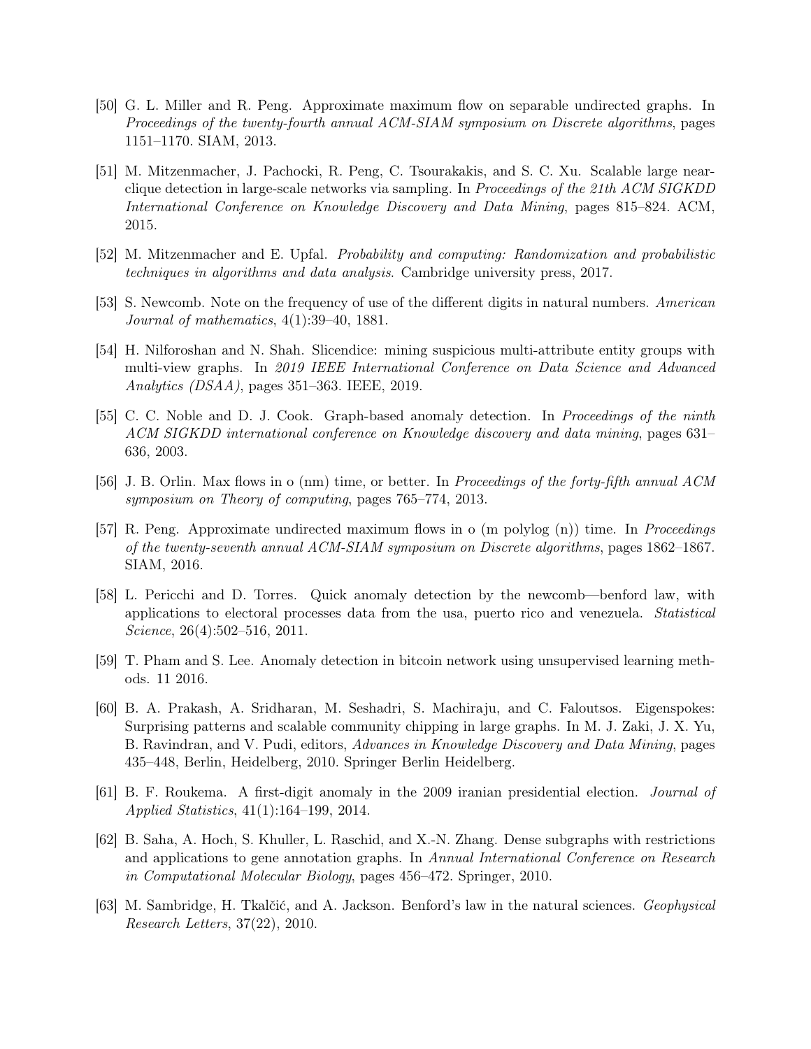[50] G. L. Miller and R. Peng. Approximate maximum flow on separable undirected graphs. In *Proceedings of the twenty-fourth annual ACM-SIAM symposium on Discrete algorithms*, pages 1151–1170. SIAM, 2013.

[51] M. Mitzenmacher, J. Pachocki, R. Peng, C. Tsourakakis, and S. C. Xu. Scalable large near-clique detection in large-scale networks via sampling. In *Proceedings of the 21th ACM SIGKDD International Conference on Knowledge Discovery and Data Mining*, pages 815–824. ACM, 2015.

[52] M. Mitzenmacher and E. Upfal. *Probability and computing: Randomization and probabilistic techniques in algorithms and data analysis*. Cambridge university press, 2017.

[53] S. Newcomb. Note on the frequency of use of the different digits in natural numbers. *American Journal of mathematics*, 4(1):39–40, 1881.

[54] H. Nilforoshan and N. Shah. Slicendice: mining suspicious multi-attribute entity groups with multi-view graphs. In *2019 IEEE International Conference on Data Science and Advanced Analytics (DSAA)*, pages 351–363. IEEE, 2019.

[55] C. C. Noble and D. J. Cook. Graph-based anomaly detection. In *Proceedings of the ninth ACM SIGKDD international conference on Knowledge discovery and data mining*, pages 631–636, 2003.

[56] J. B. Orlin. Max flows in o (nm) time, or better. In *Proceedings of the forty-fifth annual ACM symposium on Theory of computing*, pages 765–774, 2013.

[57] R. Peng. Approximate undirected maximum flows in o (m polylog (n)) time. In *Proceedings of the twenty-seventh annual ACM-SIAM symposium on Discrete algorithms*, pages 1862–1867. SIAM, 2016.

[58] L. Pericchi and D. Torres. Quick anomaly detection by the newcomb—benford law, with applications to electoral processes data from the usa, puerto rico and venezuela. *Statistical Science*, 26(4):502–516, 2011.

[59] T. Pham and S. Lee. Anomaly detection in bitcoin network using unsupervised learning methods. 11 2016.

[60] B. A. Prakash, A. Sridharan, M. Seshadri, S. Machiraju, and C. Faloutsos. Eigenspokes: Surprising patterns and scalable community chipping in large graphs. In M. J. Zaki, J. X. Yu, B. Ravindran, and V. Pudi, editors, *Advances in Knowledge Discovery and Data Mining*, pages 435–448, Berlin, Heidelberg, 2010. Springer Berlin Heidelberg.

[61] B. F. Roukema. A first-digit anomaly in the 2009 iranian presidential election. *Journal of Applied Statistics*, 41(1):164–199, 2014.

[62] B. Saha, A. Hoch, S. Khuller, L. Raschid, and X.-N. Zhang. Dense subgraphs with restrictions and applications to gene annotation graphs. In *Annual International Conference on Research in Computational Molecular Biology*, pages 456–472. Springer, 2010.

[63] M. Sambridge, H. Tkalčić, and A. Jackson. Benford's law in the natural sciences. *Geophysical Research Letters*, 37(22), 2010.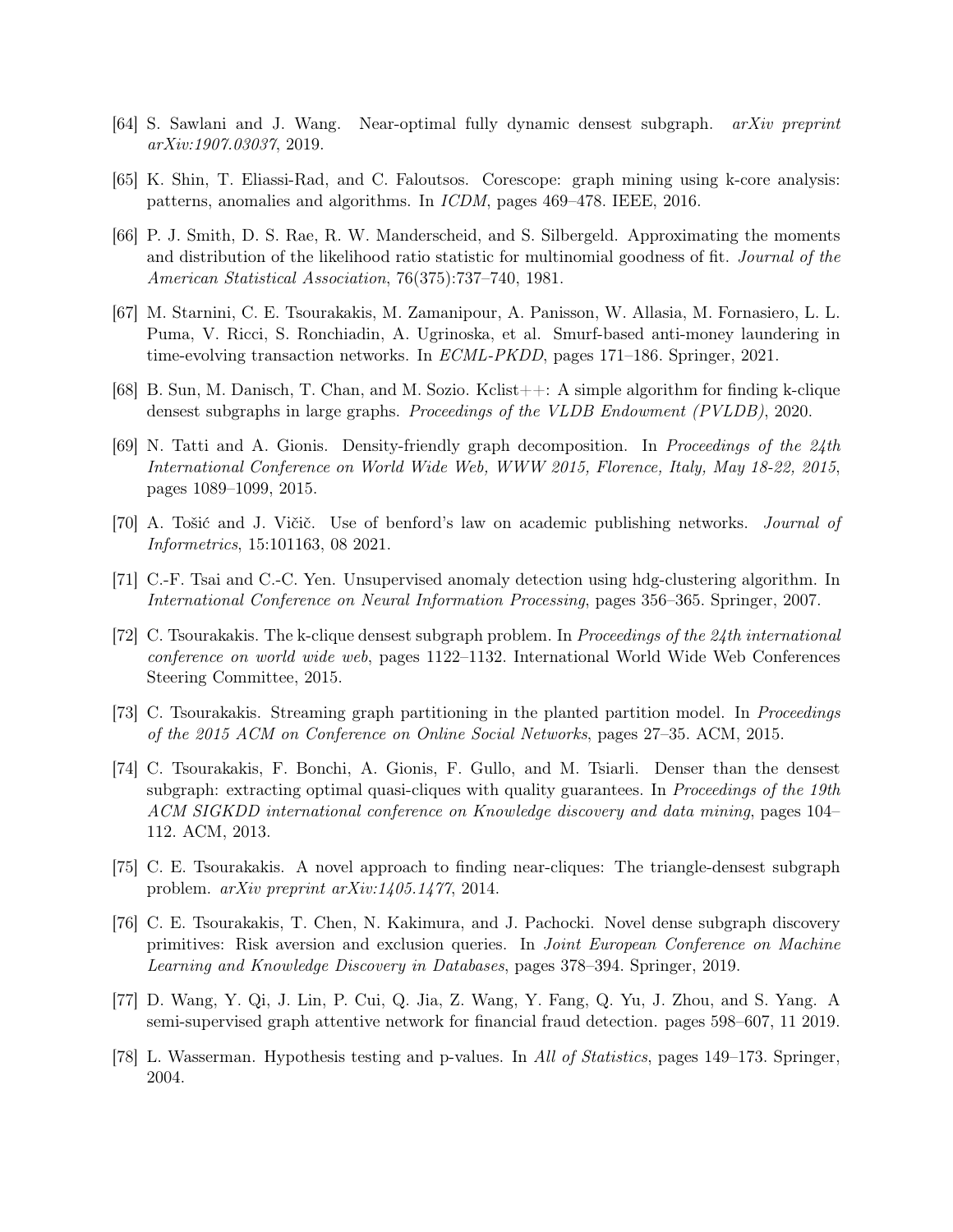[64] S. Sawlani and J. Wang. Near-optimal fully dynamic densest subgraph. *arXiv preprint arXiv:1907.03037*, 2019.

[65] K. Shin, T. Eliassi-Rad, and C. Faloutsos. Corescope: graph mining using k-core analysis: patterns, anomalies and algorithms. In *ICDM*, pages 469–478. IEEE, 2016.

[66] P. J. Smith, D. S. Rae, R. W. Manderscheid, and S. Silbergeld. Approximating the moments and distribution of the likelihood ratio statistic for multinomial goodness of fit. *Journal of the American Statistical Association*, 76(375):737–740, 1981.

[67] M. Starnini, C. E. Tsourakakis, M. Zamanipour, A. Panisson, W. Allasia, M. Fornasiero, L. L. Puma, V. Ricci, S. Ronchiadin, A. Ugrinoska, et al. Smurf-based anti-money laundering in time-evolving transaction networks. In *ECML-PKDD*, pages 171–186. Springer, 2021.

[68] B. Sun, M. Danisch, T. Chan, and M. Sozio. Kclist++: A simple algorithm for finding k-clique densest subgraphs in large graphs. *Proceedings of the VLDB Endowment (PVLDB)*, 2020.

[69] N. Tatti and A. Gionis. Density-friendly graph decomposition. In *Proceedings of the 24th International Conference on World Wide Web, WWW 2015, Florence, Italy, May 18-22, 2015*, pages 1089–1099, 2015.

[70] A. Tošić and J. Vičič. Use of benford's law on academic publishing networks. *Journal of Informetrics*, 15:101163, 08 2021.

[71] C.-F. Tsai and C.-C. Yen. Unsupervised anomaly detection using hdg-clustering algorithm. In *International Conference on Neural Information Processing*, pages 356–365. Springer, 2007.

[72] C. Tsourakakis. The k-clique densest subgraph problem. In *Proceedings of the 24th international conference on world wide web*, pages 1122–1132. International World Wide Web Conferences Steering Committee, 2015.

[73] C. Tsourakakis. Streaming graph partitioning in the planted partition model. In *Proceedings of the 2015 ACM on Conference on Online Social Networks*, pages 27–35. ACM, 2015.

[74] C. Tsourakakis, F. Bonchi, A. Gionis, F. Gullo, and M. Tsiarli. Denser than the densest subgraph: extracting optimal quasi-cliques with quality guarantees. In *Proceedings of the 19th ACM SIGKDD international conference on Knowledge discovery and data mining*, pages 104–112. ACM, 2013.

[75] C. E. Tsourakakis. A novel approach to finding near-cliques: The triangle-densest subgraph problem. *arXiv preprint arXiv:1405.1477*, 2014.

[76] C. E. Tsourakakis, T. Chen, N. Kakimura, and J. Pachocki. Novel dense subgraph discovery primitives: Risk aversion and exclusion queries. In *Joint European Conference on Machine Learning and Knowledge Discovery in Databases*, pages 378–394. Springer, 2019.

[77] D. Wang, Y. Qi, J. Lin, P. Cui, Q. Jia, Z. Wang, Y. Fang, Q. Yu, J. Zhou, and S. Yang. A semi-supervised graph attentive network for financial fraud detection. pages 598–607, 11 2019.

[78] L. Wasserman. Hypothesis testing and p-values. In *All of Statistics*, pages 149–173. Springer, 2004.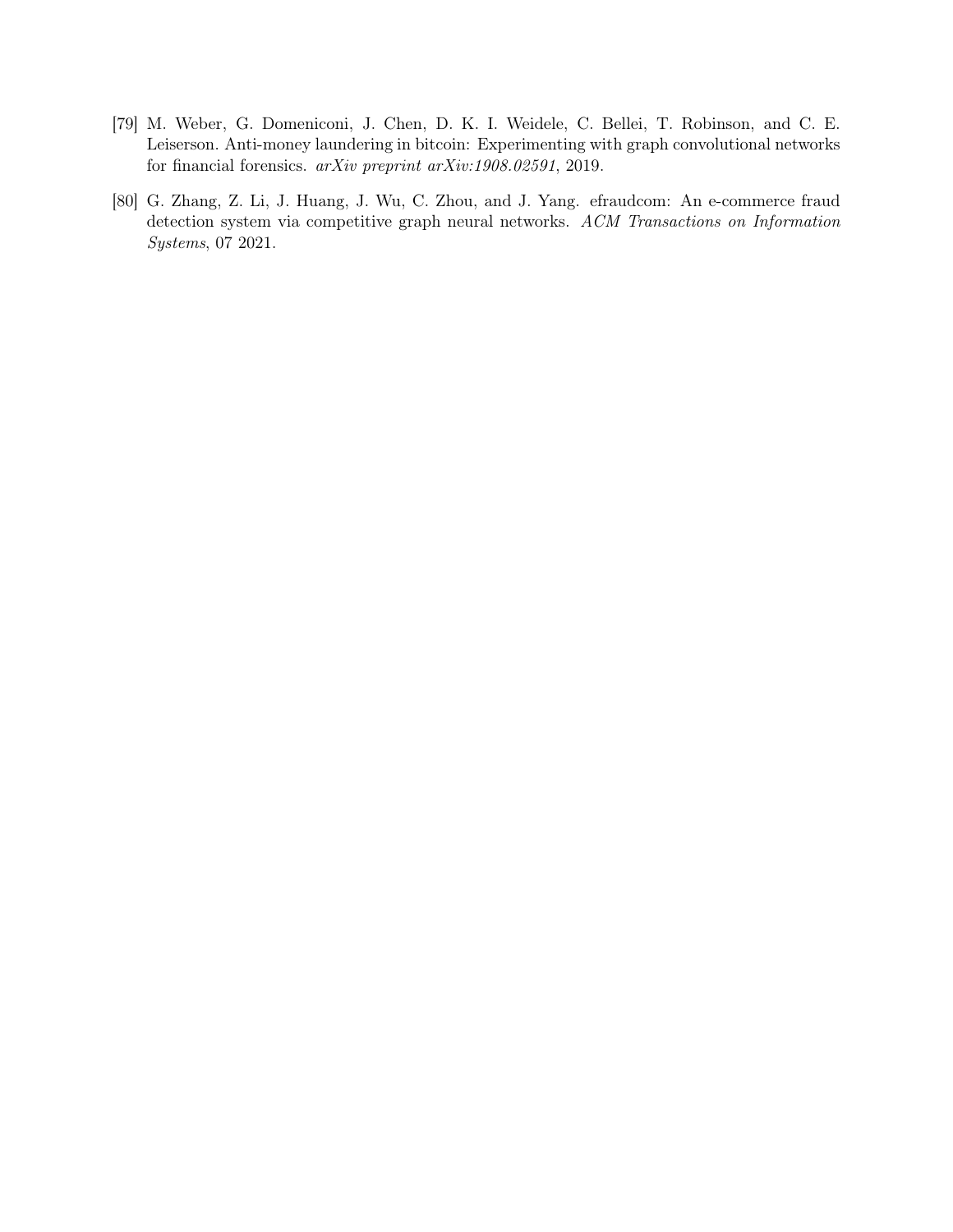[79] M. Weber, G. Domeniconi, J. Chen, D. K. I. Weidele, C. Bellei, T. Robinson, and C. E. Leiserson. Anti-money laundering in bitcoin: Experimenting with graph convolutional networks for financial forensics. *arXiv preprint arXiv:1908.02591*, 2019.

[80] G. Zhang, Z. Li, J. Huang, J. Wu, C. Zhou, and J. Yang. efraudcom: An e-commerce fraud detection system via competitive graph neural networks. *ACM Transactions on Information Systems*, 07 2021.